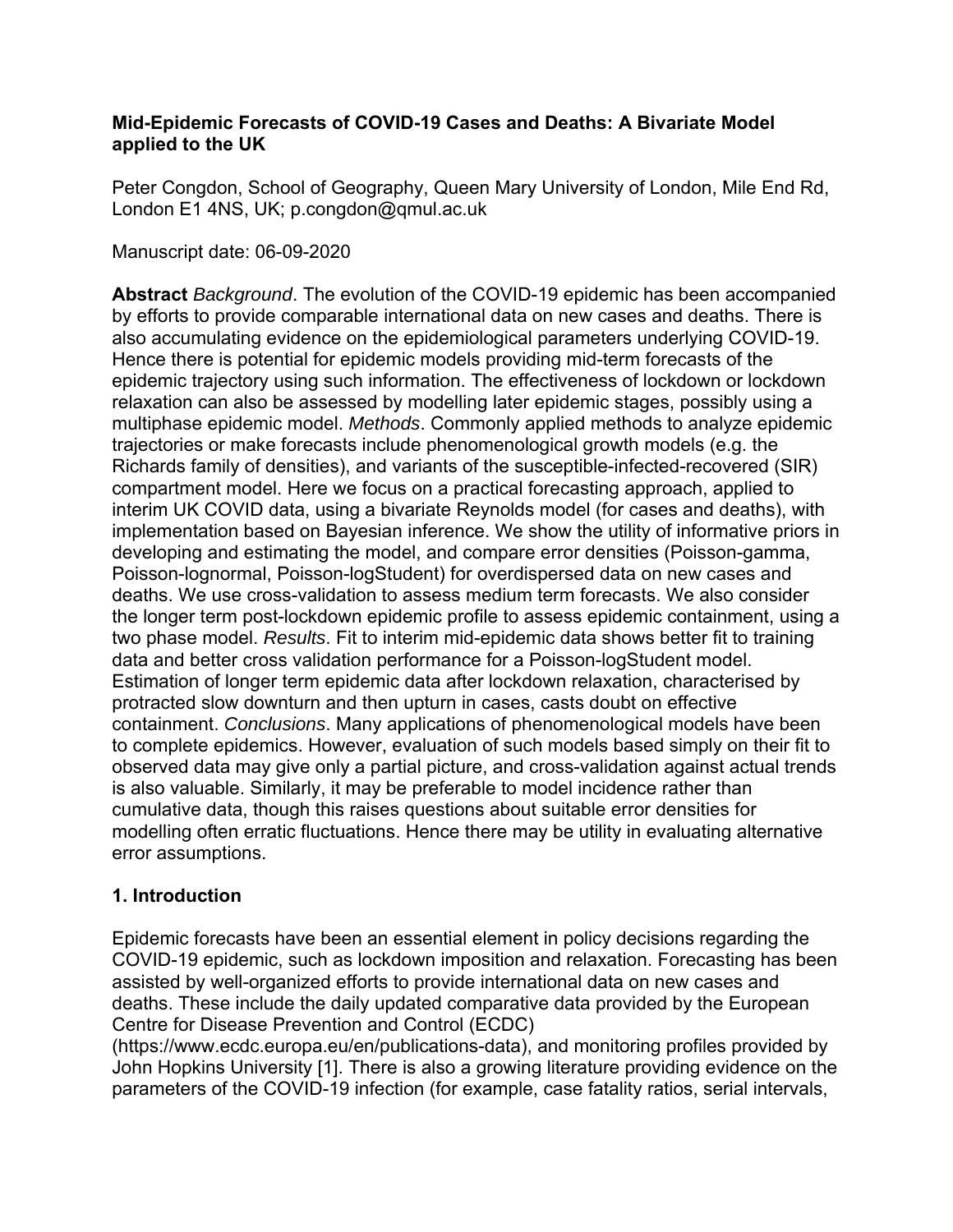# Mid-Epidemic Forecasts of COVID-19 Cases and Deaths: A Bivariate Model applied to the UK

Peter Congdon, School of Geography, Queen Mary University of London, Mile End Rd, London E1 4NS, UK; p.congdon@qmul.ac.uk

Manuscript date: 06-09-2020

**Abstract** *Background*. The evolution of the COVID-19 epidemic has been accompanied by efforts to provide comparable international data on new cases and deaths. There is also accumulating evidence on the epidemiological parameters underlying COVID-19. Hence there is potential for epidemic models providing mid-term forecasts of the epidemic trajectory using such information. The effectiveness of lockdown or lockdown relaxation can also be assessed by modelling later epidemic stages, possibly using a multiphase epidemic model. *Methods*. Commonly applied methods to analyze epidemic trajectories or make forecasts include phenomenological growth models (e.g. the Richards family of densities), and variants of the susceptible-infected-recovered (SIR) compartment model. Here we focus on a practical forecasting approach, applied to interim UK COVID data, using a bivariate Reynolds model (for cases and deaths), with implementation based on Bayesian inference. We show the utility of informative priors in developing and estimating the model, and compare error densities (Poisson-gamma, Poisson-lognormal, Poisson-logStudent) for overdispersed data on new cases and deaths. We use cross-validation to assess medium term forecasts. We also consider the longer term post-lockdown epidemic profile to assess epidemic containment, using a two phase model. *Results*. Fit to interim mid-epidemic data shows better fit to training data and better cross validation performance for a Poisson-logStudent model. Estimation of longer term epidemic data after lockdown relaxation, characterised by protracted slow downturn and then upturn in cases, casts doubt on effective containment. *Conclusions*. Many applications of phenomenological models have been to complete epidemics. However, evaluation of such models based simply on their fit to observed data may give only a partial picture, and cross-validation against actual trends is also valuable. Similarly, it may be preferable to model incidence rather than cumulative data, though this raises questions about suitable error densities for modelling often erratic fluctuations. Hence there may be utility in evaluating alternative error assumptions.

## 1. Introduction

Epidemic forecasts have been an essential element in policy decisions regarding the COVID-19 epidemic, such as lockdown imposition and relaxation. Forecasting has been assisted by well-organized efforts to provide international data on new cases and deaths. These include the daily updated comparative data provided by the European Centre for Disease Prevention and Control (ECDC) (https://www.ecdc.europa.eu/en/publications-data), and monitoring profiles provided by John Hopkins University [1]. There is also a growing literature providing evidence on the parameters of the COVID-19 infection (for example, case fatality ratios, serial intervals,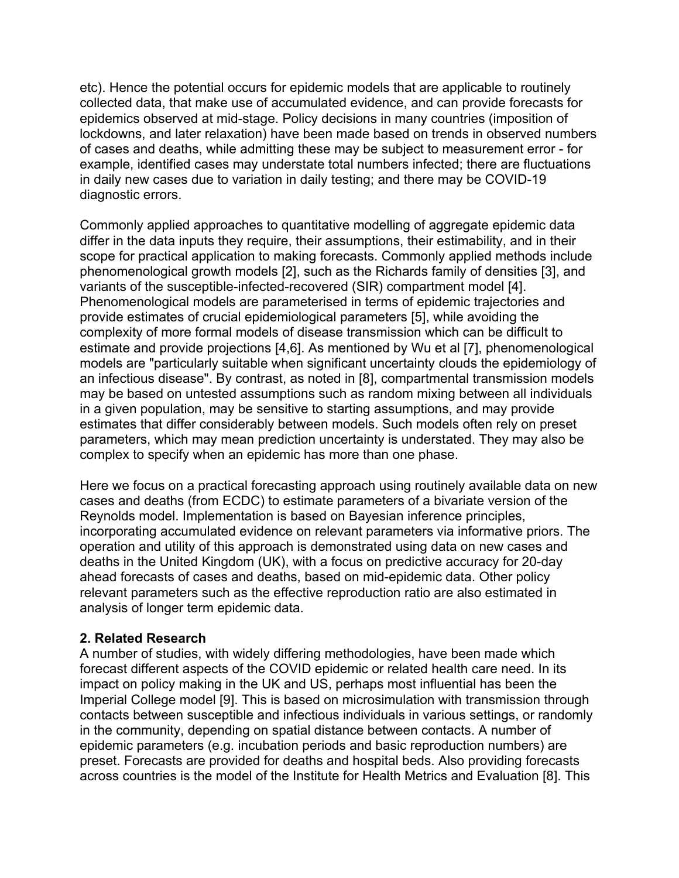etc). Hence the potential occurs for epidemic models that are applicable to routinely collected data, that make use of accumulated evidence, and can provide forecasts for epidemics observed at mid-stage. Policy decisions in many countries (imposition of lockdowns, and later relaxation) have been made based on trends in observed numbers of cases and deaths, while admitting these may be subject to measurement error - for example, identified cases may understate total numbers infected; there are fluctuations in daily new cases due to variation in daily testing; and there may be COVID-19 diagnostic errors.

Commonly applied approaches to quantitative modelling of aggregate epidemic data differ in the data inputs they require, their assumptions, their estimability, and in their scope for practical application to making forecasts. Commonly applied methods include phenomenological growth models [2], such as the Richards family of densities [3], and variants of the susceptible-infected-recovered (SIR) compartment model [4]. Phenomenological models are parameterised in terms of epidemic trajectories and provide estimates of crucial epidemiological parameters [5], while avoiding the complexity of more formal models of disease transmission which can be difficult to estimate and provide projections [4,6]. As mentioned by Wu et al [7], phenomenological models are "particularly suitable when significant uncertainty clouds the epidemiology of an infectious disease". By contrast, as noted in [8], compartmental transmission models may be based on untested assumptions such as random mixing between all individuals in a given population, may be sensitive to starting assumptions, and may provide estimates that differ considerably between models. Such models often rely on preset parameters, which may mean prediction uncertainty is understated. They may also be complex to specify when an epidemic has more than one phase.

Here we focus on a practical forecasting approach using routinely available data on new cases and deaths (from ECDC) to estimate parameters of a bivariate version of the Reynolds model. Implementation is based on Bayesian inference principles, incorporating accumulated evidence on relevant parameters via informative priors. The operation and utility of this approach is demonstrated using data on new cases and deaths in the United Kingdom (UK), with a focus on predictive accuracy for 20-day ahead forecasts of cases and deaths, based on mid-epidemic data. Other policy relevant parameters such as the effective reproduction ratio are also estimated in analysis of longer term epidemic data.

## 2. Related Research

A number of studies, with widely differing methodologies, have been made which forecast different aspects of the COVID epidemic or related health care need. In its impact on policy making in the UK and US, perhaps most influential has been the Imperial College model [9]. This is based on microsimulation with transmission through contacts between susceptible and infectious individuals in various settings, or randomly in the community, depending on spatial distance between contacts. A number of epidemic parameters (e.g. incubation periods and basic reproduction numbers) are preset. Forecasts are provided for deaths and hospital beds. Also providing forecasts across countries is the model of the Institute for Health Metrics and Evaluation [8]. This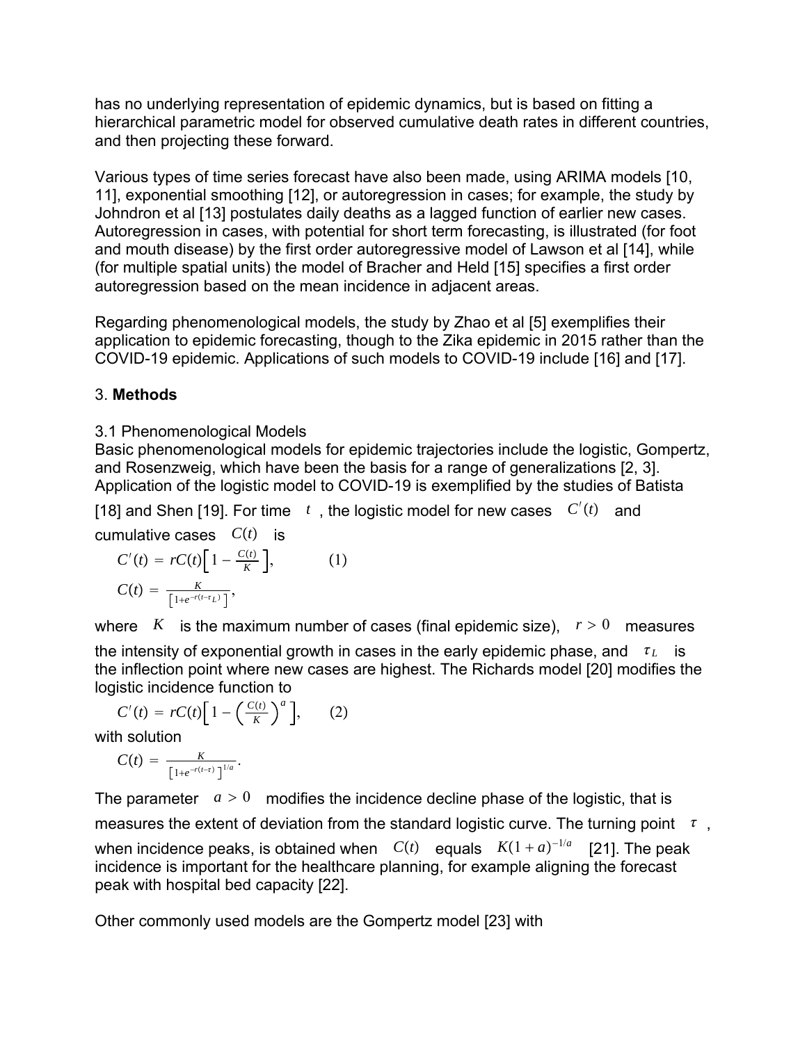has no underlying representation of epidemic dynamics, but is based on fitting a hierarchical parametric model for observed cumulative death rates in different countries, and then projecting these forward.

Various types of time series forecast have also been made, using ARIMA models [10, 11], exponential smoothing [12], or autoregression in cases; for example, the study by Johndron et al [13] postulates daily deaths as a lagged function of earlier new cases. Autoregression in cases, with potential for short term forecasting, is illustrated (for foot and mouth disease) by the first order autoregressive model of Lawson et al [14], while (for multiple spatial units) the model of Bracher and Held [15] specifies a first order autoregression based on the mean incidence in adjacent areas.

Regarding phenomenological models, the study by Zhao et al [5] exemplifies their application to epidemic forecasting, though to the Zika epidemic in 2015 rather than the COVID-19 epidemic. Applications of such models to COVID-19 include [16] and [17].

## 3. **Methods**

### 3.1 Phenomenological Models

Basic phenomenological models for epidemic trajectories include the logistic, Gompertz, and Rosenzweig, which have been the basis for a range of generalizations [2, 3]. Application of the logistic model to COVID-19 is exemplified by the studies of Batista [18] and Shen [19]. For time $t$, the logistic model for new cases $C'(t)$ and cumulative cases $C(t)$ is

$$C'(t) = rC(t)\left[1 - \tfrac{C(t)}{K}\right], \qquad (1)$$

$$C(t) = \frac{K}{\left[1+e^{-r(t-\tau_L)}\right]},$$

where $K$ is the maximum number of cases (final epidemic size), $r > 0$ measures the intensity of exponential growth in cases in the early epidemic phase, and $\tau_L$ is the inflection point where new cases are highest. The Richards model [20] modifies the logistic incidence function to

$$C'(t) = rC(t)\left[1 - \left(\tfrac{C(t)}{K}\right)^{a}\right], \qquad (2)$$

with solution

$$C(t) = \frac{K}{\left[1+e^{-r(t-\tau)}\right]^{1/a}}.$$

The parameter $a > 0$ modifies the incidence decline phase of the logistic, that is measures the extent of deviation from the standard logistic curve. The turning point $\tau$, when incidence peaks, is obtained when $C(t)$ equals $K(1+a)^{-1/a}$ [21]. The peak incidence is important for the healthcare planning, for example aligning the forecast peak with hospital bed capacity [22].

Other commonly used models are the Gompertz model [23] with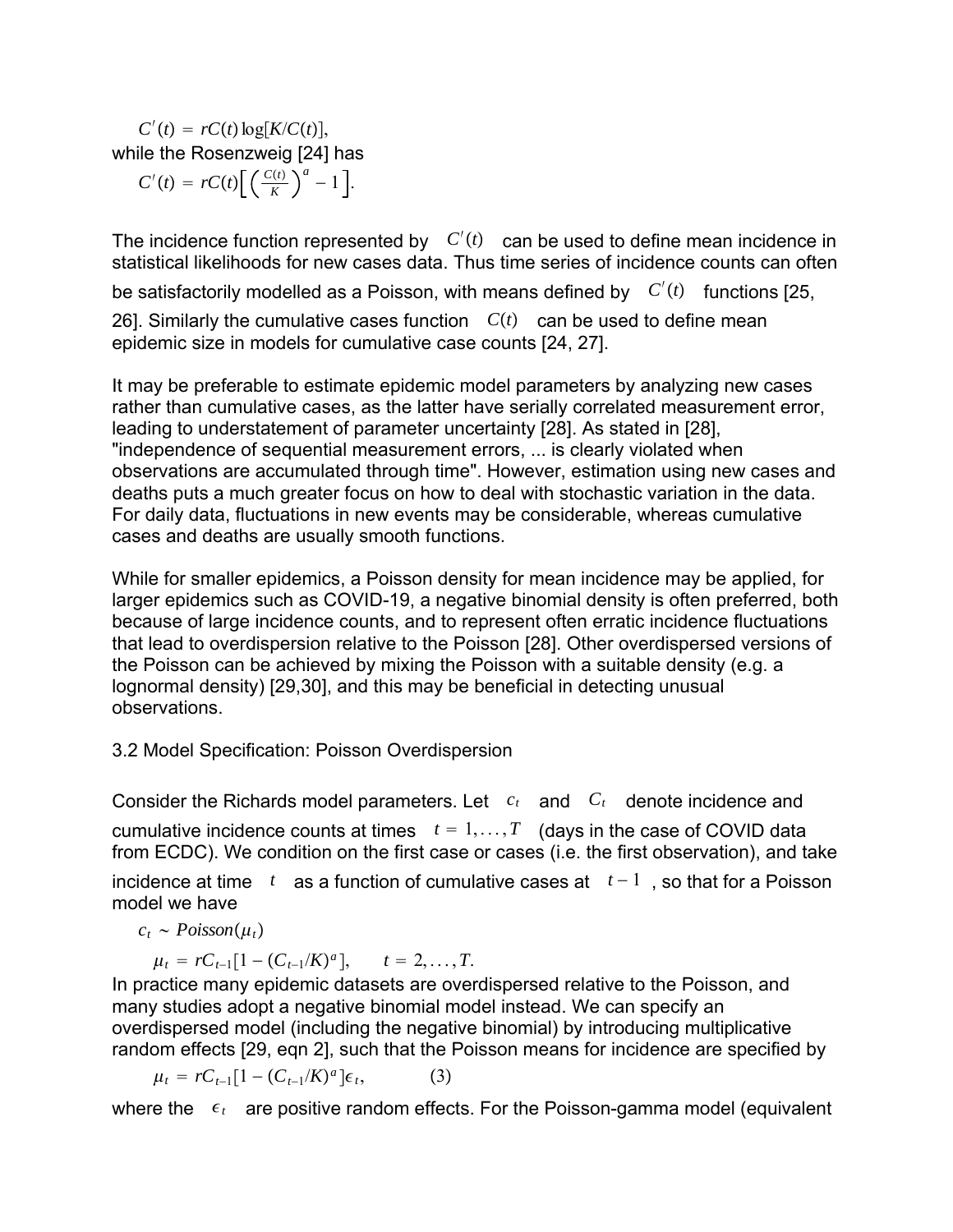$$C'(t) = rC(t)\log[K/C(t)],$$

while the Rosenzweig [24] has

$$C'(t) = rC(t)\Big[\Big(\frac{C(t)}{K}\Big)^{a} - 1\Big].$$

The incidence function represented by $C'(t)$ can be used to define mean incidence in statistical likelihoods for new cases data. Thus time series of incidence counts can often be satisfactorily modelled as a Poisson, with means defined by $C'(t)$ functions [25, 26]. Similarly the cumulative cases function $C(t)$ can be used to define mean epidemic size in models for cumulative case counts [24, 27].

It may be preferable to estimate epidemic model parameters by analyzing new cases rather than cumulative cases, as the latter have serially correlated measurement error, leading to understatement of parameter uncertainty [28]. As stated in [28], "independence of sequential measurement errors, ... is clearly violated when observations are accumulated through time". However, estimation using new cases and deaths puts a much greater focus on how to deal with stochastic variation in the data. For daily data, fluctuations in new events may be considerable, whereas cumulative cases and deaths are usually smooth functions.

While for smaller epidemics, a Poisson density for mean incidence may be applied, for larger epidemics such as COVID-19, a negative binomial density is often preferred, both because of large incidence counts, and to represent often erratic incidence fluctuations that lead to overdispersion relative to the Poisson [28]. Other overdispersed versions of the Poisson can be achieved by mixing the Poisson with a suitable density (e.g. a lognormal density) [29,30], and this may be beneficial in detecting unusual observations.

## 3.2 Model Specification: Poisson Overdispersion

Consider the Richards model parameters. Let $c_t$ and $C_t$ denote incidence and cumulative incidence counts at times $t = 1, \ldots, T$ (days in the case of COVID data from ECDC). We condition on the first case or cases (i.e. the first observation), and take incidence at time $t$ as a function of cumulative cases at $t-1$, so that for a Poisson model we have

$$c_t \sim Poisson(\mu_t)$$

$$\mu_t = rC_{t-1}[1 - (C_{t-1}/K)^a], \qquad t = 2, \ldots, T.$$

In practice many epidemic datasets are overdispersed relative to the Poisson, and many studies adopt a negative binomial model instead. We can specify an overdispersed model (including the negative binomial) by introducing multiplicative random effects [29, eqn 2], such that the Poisson means for incidence are specified by

$$\mu_t = rC_{t-1}[1 - (C_{t-1}/K)^a]\epsilon_t, \qquad (3)$$

where the $\epsilon_t$ are positive random effects. For the Poisson-gamma model (equivalent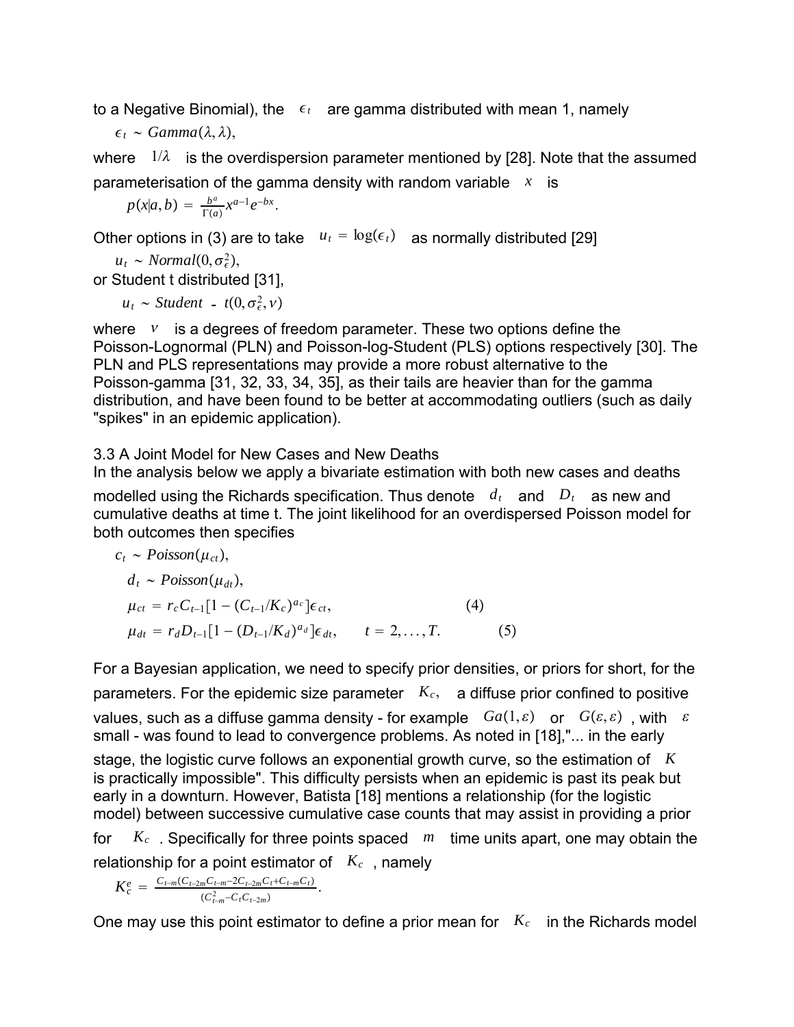to a Negative Binomial), the $\epsilon_t$ are gamma distributed with mean 1, namely

$$\epsilon_t \sim Gamma(\lambda, \lambda),$$

where $1/\lambda$ is the overdispersion parameter mentioned by [28]. Note that the assumed parameterisation of the gamma density with random variable $x$ is

$$p(x|a, b) = \frac{b^a}{\Gamma(a)} x^{a-1} e^{-bx}.$$

Other options in (3) are to take $u_t = \log(\epsilon_t)$ as normally distributed [29]

$$u_t \sim Normal(0, \sigma_\epsilon^2),$$

or Student t distributed [31],

$$u_t \sim Student - t(0, \sigma_\epsilon^2, \nu)$$

where $\nu$ is a degrees of freedom parameter. These two options define the Poisson-Lognormal (PLN) and Poisson-log-Student (PLS) options respectively [30]. The PLN and PLS representations may provide a more robust alternative to the Poisson-gamma [31, 32, 33, 34, 35], as their tails are heavier than for the gamma distribution, and have been found to be better at accommodating outliers (such as daily "spikes" in an epidemic application).

### 3.3 A Joint Model for New Cases and New Deaths

In the analysis below we apply a bivariate estimation with both new cases and deaths modelled using the Richards specification. Thus denote $d_t$ and $D_t$ as new and cumulative deaths at time t. The joint likelihood for an overdispersed Poisson model for both outcomes then specifies

$$c_t \sim Poisson(\mu_{ct}),$$

$$d_t \sim Poisson(\mu_{dt}),$$

$$\mu_{ct} = r_c C_{t-1}[1 - (C_{t-1}/K_c)^{a_c}]\epsilon_{ct}, \qquad (4)$$

$$\mu_{dt} = r_d D_{t-1}[1 - (D_{t-1}/K_d)^{a_d}]\epsilon_{dt}, \qquad t = 2, \ldots, T. \qquad (5)$$

For a Bayesian application, we need to specify prior densities, or priors for short, for the parameters. For the epidemic size parameter $K_c$, a diffuse prior confined to positive values, such as a diffuse gamma density - for example $Ga(1, \varepsilon)$ or $G(\varepsilon, \varepsilon)$, with $\varepsilon$ small - was found to lead to convergence problems. As noted in [18],"... in the early stage, the logistic curve follows an exponential growth curve, so the estimation of $K$ is practically impossible". This difficulty persists when an epidemic is past its peak but early in a downturn. However, Batista [18] mentions a relationship (for the logistic model) between successive cumulative case counts that may assist in providing a prior for $K_c$. Specifically for three points spaced $m$ time units apart, one may obtain the relationship for a point estimator of $K_c$, namely

$$K_c^e = \frac{C_{t-m}(C_{t-2m}C_{t-m} - 2C_{t-2m}C_t + C_{t-m}C_t)}{(C_{t-m}^2 - C_t C_{t-2m})}.$$

One may use this point estimator to define a prior mean for $K_c$ in the Richards model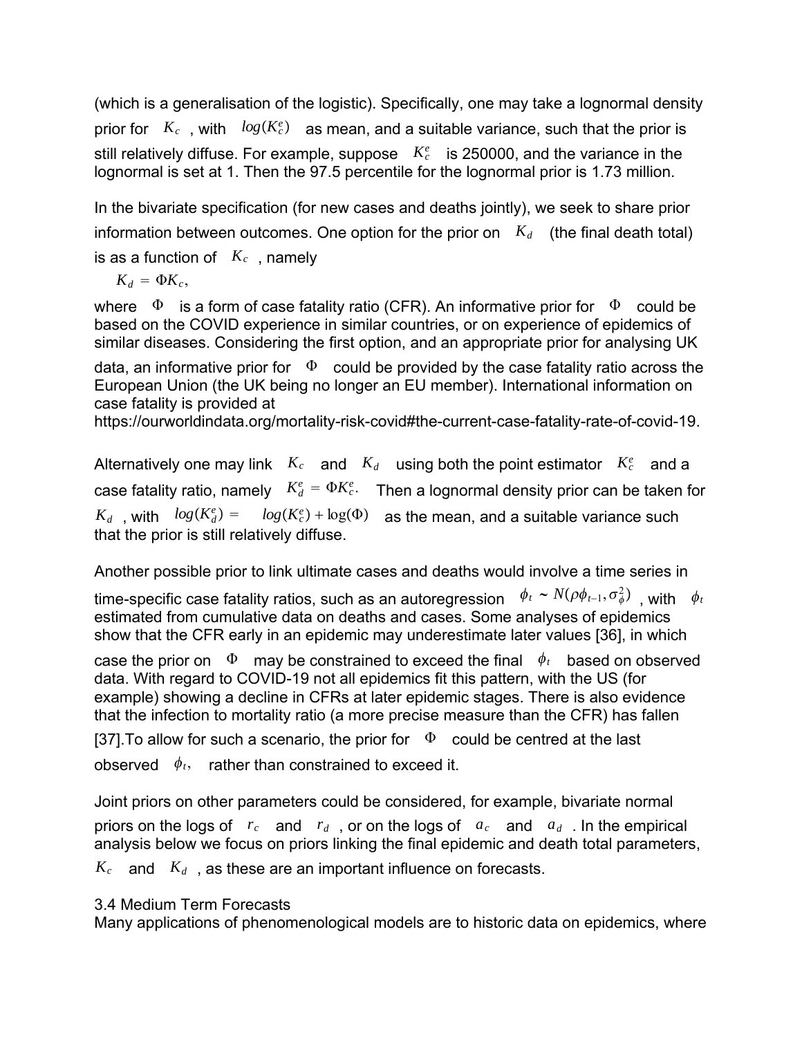(which is a generalisation of the logistic). Specifically, one may take a lognormal density prior for $K_c$, with $log(K_c^e)$ as mean, and a suitable variance, such that the prior is still relatively diffuse. For example, suppose $K_c^e$ is 250000, and the variance in the lognormal is set at 1. Then the 97.5 percentile for the lognormal prior is 1.73 million.

In the bivariate specification (for new cases and deaths jointly), we seek to share prior information between outcomes. One option for the prior on $K_d$ (the final death total) is as a function of $K_c$, namely

$$K_d = \Phi K_c,$$

where $\Phi$ is a form of case fatality ratio (CFR). An informative prior for $\Phi$ could be based on the COVID experience in similar countries, or on experience of epidemics of similar diseases. Considering the first option, and an appropriate prior for analysing UK data, an informative prior for $\Phi$ could be provided by the case fatality ratio across the European Union (the UK being no longer an EU member). International information on case fatality is provided at https://ourworldindata.org/mortality-risk-covid#the-current-case-fatality-rate-of-covid-19.

Alternatively one may link $K_c$ and $K_d$ using both the point estimator $K_c^e$ and a case fatality ratio, namely $K_d^e = \Phi K_c^e$. Then a lognormal density prior can be taken for $K_d$, with $log(K_d^e) = log(K_c^e) + \log(\Phi)$ as the mean, and a suitable variance such that the prior is still relatively diffuse.

Another possible prior to link ultimate cases and deaths would involve a time series in time-specific case fatality ratios, such as an autoregression $\phi_t \sim N(\rho\phi_{t-1}, \sigma_\phi^2)$, with $\phi_t$ estimated from cumulative data on deaths and cases. Some analyses of epidemics show that the CFR early in an epidemic may underestimate later values [36], in which case the prior on $\Phi$ may be constrained to exceed the final $\phi_t$ based on observed data. With regard to COVID-19 not all epidemics fit this pattern, with the US (for example) showing a decline in CFRs at later epidemic stages. There is also evidence that the infection to mortality ratio (a more precise measure than the CFR) has fallen [37].To allow for such a scenario, the prior for $\Phi$ could be centred at the last observed $\phi_t$, rather than constrained to exceed it.

Joint priors on other parameters could be considered, for example, bivariate normal priors on the logs of $r_c$ and $r_d$, or on the logs of $a_c$ and $a_d$. In the empirical analysis below we focus on priors linking the final epidemic and death total parameters, $K_c$ and $K_d$, as these are an important influence on forecasts.

### 3.4 Medium Term Forecasts

Many applications of phenomenological models are to historic data on epidemics, where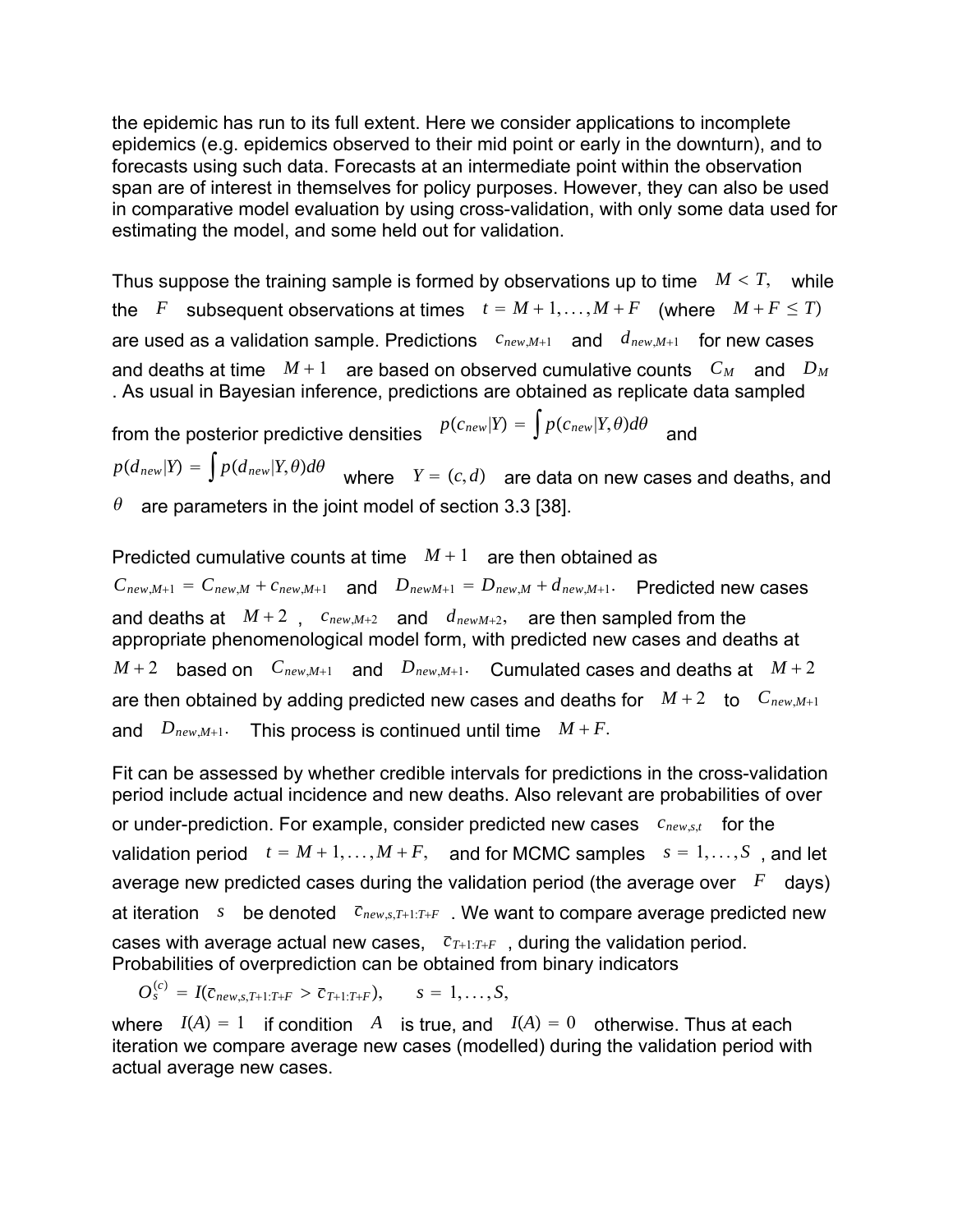the epidemic has run to its full extent. Here we consider applications to incomplete epidemics (e.g. epidemics observed to their mid point or early in the downturn), and to forecasts using such data. Forecasts at an intermediate point within the observation span are of interest in themselves for policy purposes. However, they can also be used in comparative model evaluation by using cross-validation, with only some data used for estimating the model, and some held out for validation.

Thus suppose the training sample is formed by observations up to time $M < T,$ while the $F$ subsequent observations at times $t = M+1,\ldots,M+F$ (where $M+F \leq T$) are used as a validation sample. Predictions $c_{new,M+1}$ and $d_{new,M+1}$ for new cases and deaths at time $M+1$ are based on observed cumulative counts $C_M$ and $D_M$ . As usual in Bayesian inference, predictions are obtained as replicate data sampled from the posterior predictive densities $p(c_{new}|Y) = \int p(c_{new}|Y,\theta)d\theta$ and $p(d_{new}|Y) = \int p(d_{new}|Y,\theta)d\theta$ where $Y = (c,d)$ are data on new cases and deaths, and $\theta$ are parameters in the joint model of section 3.3 [38].

Predicted cumulative counts at time $M+1$ are then obtained as $C_{new,M+1} = C_{new,M} + c_{new,M+1}$ and $D_{newM+1} = D_{new,M} + d_{new,M+1}.$ Predicted new cases and deaths at $M+2$ , $c_{new,M+2}$ and $d_{newM+2},$ are then sampled from the appropriate phenomenological model form, with predicted new cases and deaths at $M+2$ based on $C_{new,M+1}$ and $D_{new,M+1}.$ Cumulated cases and deaths at $M+2$ are then obtained by adding predicted new cases and deaths for $M+2$ to $C_{new,M+1}$ and $D_{new,M+1}.$ This process is continued until time $M+F.$

Fit can be assessed by whether credible intervals for predictions in the cross-validation period include actual incidence and new deaths. Also relevant are probabilities of over or under-prediction. For example, consider predicted new cases $c_{new,s,t}$ for the validation period $t = M+1,\ldots,M+F,$ and for MCMC samples $s = 1,\ldots,S$ , and let average new predicted cases during the validation period (the average over $F$ days) at iteration $s$ be denoted $\bar{c}_{new,s,T+1:T+F}$ . We want to compare average predicted new cases with average actual new cases, $\bar{c}_{T+1:T+F}$ , during the validation period. Probabilities of overprediction can be obtained from binary indicators

$$O_s^{(c)} = I(\bar{c}_{new,s,T+1:T+F} > \bar{c}_{T+1:T+F}), \qquad s = 1,\ldots,S,$$

where $I(A) = 1$ if condition $A$ is true, and $I(A) = 0$ otherwise. Thus at each iteration we compare average new cases (modelled) during the validation period with actual average new cases.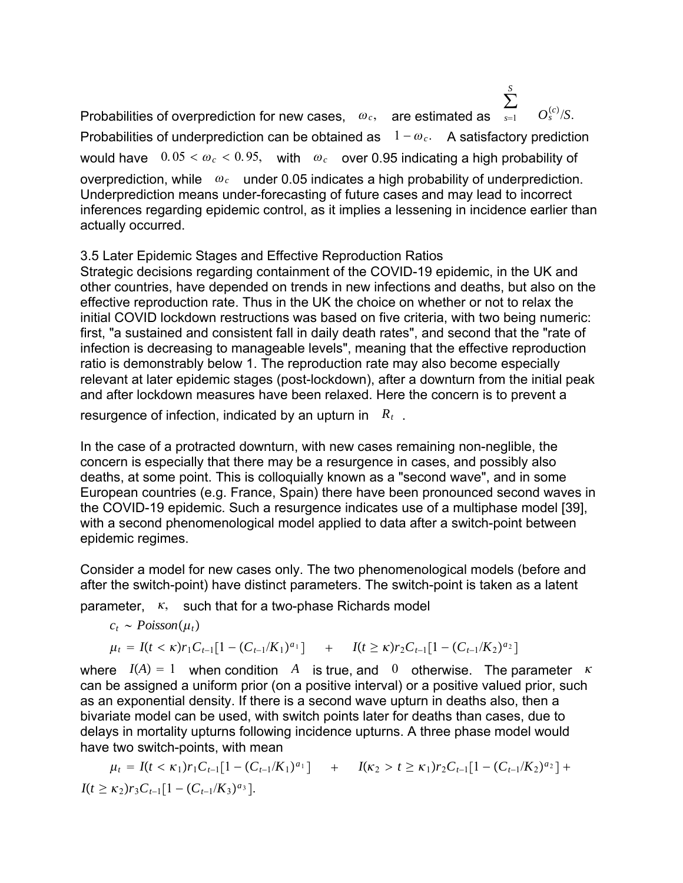Probabilities of overprediction for new cases, $\omega_c$, are estimated as $\sum_{s=1}^{S} O_s^{(c)}/S.$ Probabilities of underprediction can be obtained as $1 - \omega_c$. A satisfactory prediction would have $0.05 < \omega_c < 0.95,$ with $\omega_c$ over 0.95 indicating a high probability of overprediction, while $\omega_c$ under 0.05 indicates a high probability of underprediction. Underprediction means under-forecasting of future cases and may lead to incorrect inferences regarding epidemic control, as it implies a lessening in incidence earlier than actually occurred.

### 3.5 Later Epidemic Stages and Effective Reproduction Ratios

Strategic decisions regarding containment of the COVID-19 epidemic, in the UK and other countries, have depended on trends in new infections and deaths, but also on the effective reproduction rate. Thus in the UK the choice on whether or not to relax the initial COVID lockdown restructions was based on five criteria, with two being numeric: first, "a sustained and consistent fall in daily death rates", and second that the "rate of infection is decreasing to manageable levels", meaning that the effective reproduction ratio is demonstrably below 1. The reproduction rate may also become especially relevant at later epidemic stages (post-lockdown), after a downturn from the initial peak and after lockdown measures have been relaxed. Here the concern is to prevent a resurgence of infection, indicated by an upturn in $R_t$.

In the case of a protracted downturn, with new cases remaining non-neglible, the concern is especially that there may be a resurgence in cases, and possibly also deaths, at some point. This is colloquially known as a "second wave", and in some European countries (e.g. France, Spain) there have been pronounced second waves in the COVID-19 epidemic. Such a resurgence indicates use of a multiphase model [39], with a second phenomenological model applied to data after a switch-point between epidemic regimes.

Consider a model for new cases only. The two phenomenological models (before and after the switch-point) have distinct parameters. The switch-point is taken as a latent parameter, $\kappa$, such that for a two-phase Richards model

$$c_t \sim Poisson(\mu_t)$$

$$\mu_t = I(t < \kappa)r_1 C_{t-1}[1 - (C_{t-1}/K_1)^{a_1}] \quad + \quad I(t \geq \kappa)r_2 C_{t-1}[1 - (C_{t-1}/K_2)^{a_2}]$$

where $I(A) = 1$ when condition $A$ is true, and $0$ otherwise. The parameter $\kappa$ can be assigned a uniform prior (on a positive interval) or a positive valued prior, such as an exponential density. If there is a second wave upturn in deaths also, then a bivariate model can be used, with switch points later for deaths than cases, due to delays in mortality upturns following incidence upturns. A three phase model would have two switch-points, with mean

$$\mu_t = I(t < \kappa_1)r_1 C_{t-1}[1 - (C_{t-1}/K_1)^{a_1}] \quad + \quad I(\kappa_2 > t \geq \kappa_1)r_2 C_{t-1}[1 - (C_{t-1}/K_2)^{a_2}] + I(t \geq \kappa_2)r_3 C_{t-1}[1 - (C_{t-1}/K_3)^{a_3}].$$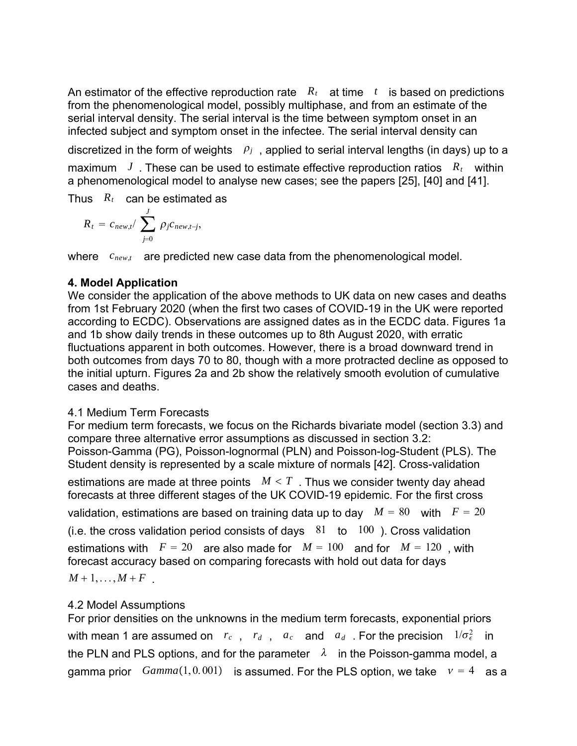An estimator of the effective reproduction rate $R_t$ at time $t$ is based on predictions from the phenomenological model, possibly multiphase, and from an estimate of the serial interval density. The serial interval is the time between symptom onset in an infected subject and symptom onset in the infectee. The serial interval density can discretized in the form of weights $\rho_j$, applied to serial interval lengths (in days) up to a maximum $J$. These can be used to estimate effective reproduction ratios $R_t$ within a phenomenological model to analyse new cases; see the papers [25], [40] and [41]. Thus $R_t$ can be estimated as

$$R_t = c_{new,t} / \sum_{j=0}^{J} \rho_j c_{new,t-j},$$

where $c_{new,t}$ are predicted new case data from the phenomenological model.

**4. Model Application**

We consider the application of the above methods to UK data on new cases and deaths from 1st February 2020 (when the first two cases of COVID-19 in the UK were reported according to ECDC). Observations are assigned dates as in the ECDC data. Figures 1a and 1b show daily trends in these outcomes up to 8th August 2020, with erratic fluctuations apparent in both outcomes. However, there is a broad downward trend in both outcomes from days 70 to 80, though with a more protracted decline as opposed to the initial upturn. Figures 2a and 2b show the relatively smooth evolution of cumulative cases and deaths.

4.1 Medium Term Forecasts

For medium term forecasts, we focus on the Richards bivariate model (section 3.3) and compare three alternative error assumptions as discussed in section 3.2: Poisson-Gamma (PG), Poisson-lognormal (PLN) and Poisson-log-Student (PLS). The Student density is represented by a scale mixture of normals [42]. Cross-validation estimations are made at three points $M < T$. Thus we consider twenty day ahead forecasts at three different stages of the UK COVID-19 epidemic. For the first cross validation, estimations are based on training data up to day $M = 80$ with $F = 20$ (i.e. the cross validation period consists of days $81$ to $100$). Cross validation estimations with $F = 20$ are also made for $M = 100$ and for $M = 120$, with forecast accuracy based on comparing forecasts with hold out data for days $M+1, \ldots, M+F$.

4.2 Model Assumptions

For prior densities on the unknowns in the medium term forecasts, exponential priors with mean 1 are assumed on $r_c$, $r_d$, $a_c$ and $a_d$. For the precision $1/\sigma_\epsilon^2$ in the PLN and PLS options, and for the parameter $\lambda$ in the Poisson-gamma model, a gamma prior $Gamma(1, 0.001)$ is assumed. For the PLS option, we take $\nu = 4$ as a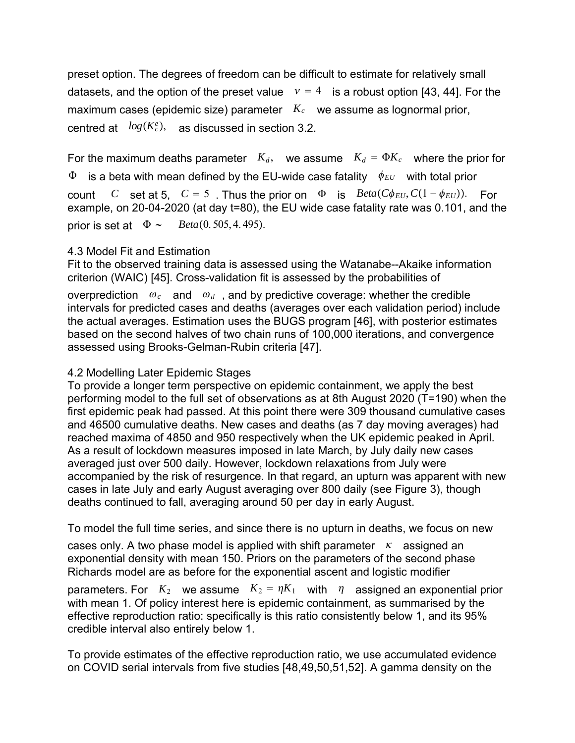preset option. The degrees of freedom can be difficult to estimate for relatively small datasets, and the option of the preset value $\nu = 4$ is a robust option [43, 44]. For the maximum cases (epidemic size) parameter $K_c$ we assume as lognormal prior, centred at $log(K_c^e)$, as discussed in section 3.2.

For the maximum deaths parameter $K_d$, we assume $K_d = \Phi K_c$ where the prior for $\Phi$ is a beta with mean defined by the EU-wide case fatality $\phi_{EU}$ with total prior count $C$ set at 5, $C = 5$ . Thus the prior on $\Phi$ is $Beta(C\phi_{EU}, C(1-\phi_{EU}))$. For example, on 20-04-2020 (at day t=80), the EU wide case fatality rate was 0.101, and the prior is set at $\Phi \sim Beta(0.505, 4.495)$.

### 4.3 Model Fit and Estimation

Fit to the observed training data is assessed using the Watanabe--Akaike information criterion (WAIC) [45]. Cross-validation fit is assessed by the probabilities of overprediction $\omega_c$ and $\omega_d$ , and by predictive coverage: whether the credible intervals for predicted cases and deaths (averages over each validation period) include the actual averages. Estimation uses the BUGS program [46], with posterior estimates based on the second halves of two chain runs of 100,000 iterations, and convergence assessed using Brooks-Gelman-Rubin criteria [47].

### 4.2 Modelling Later Epidemic Stages

To provide a longer term perspective on epidemic containment, we apply the best performing model to the full set of observations as at 8th August 2020 (T=190) when the first epidemic peak had passed. At this point there were 309 thousand cumulative cases and 46500 cumulative deaths. New cases and deaths (as 7 day moving averages) had reached maxima of 4850 and 950 respectively when the UK epidemic peaked in April. As a result of lockdown measures imposed in late March, by July daily new cases averaged just over 500 daily. However, lockdown relaxations from July were accompanied by the risk of resurgence. In that regard, an upturn was apparent with new cases in late July and early August averaging over 800 daily (see Figure 3), though deaths continued to fall, averaging around 50 per day in early August.

To model the full time series, and since there is no upturn in deaths, we focus on new cases only. A two phase model is applied with shift parameter $\kappa$ assigned an exponential density with mean 150. Priors on the parameters of the second phase Richards model are as before for the exponential ascent and logistic modifier parameters. For $K_2$ we assume $K_2 = \eta K_1$ with $\eta$ assigned an exponential prior with mean 1. Of policy interest here is epidemic containment, as summarised by the effective reproduction ratio: specifically is this ratio consistently below 1, and its 95% credible interval also entirely below 1.

To provide estimates of the effective reproduction ratio, we use accumulated evidence on COVID serial intervals from five studies [48,49,50,51,52]. A gamma density on the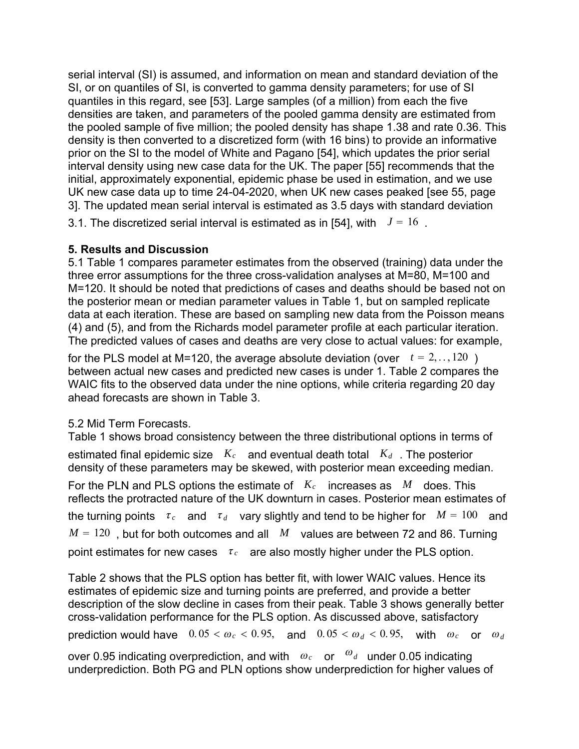serial interval (SI) is assumed, and information on mean and standard deviation of the SI, or on quantiles of SI, is converted to gamma density parameters; for use of SI quantiles in this regard, see [53]. Large samples (of a million) from each the five densities are taken, and parameters of the pooled gamma density are estimated from the pooled sample of five million; the pooled density has shape 1.38 and rate 0.36. This density is then converted to a discretized form (with 16 bins) to provide an informative prior on the SI to the model of White and Pagano [54], which updates the prior serial interval density using new case data for the UK. The paper [55] recommends that the initial, approximately exponential, epidemic phase be used in estimation, and we use UK new case data up to time 24-04-2020, when UK new cases peaked [see 55, page 3]. The updated mean serial interval is estimated as 3.5 days with standard deviation 3.1. The discretized serial interval is estimated as in [54], with $J = 16$.

## 5. Results and Discussion

5.1 Table 1 compares parameter estimates from the observed (training) data under the three error assumptions for the three cross-validation analyses at M=80, M=100 and M=120. It should be noted that predictions of cases and deaths should be based not on the posterior mean or median parameter values in Table 1, but on sampled replicate data at each iteration. These are based on sampling new data from the Poisson means (4) and (5), and from the Richards model parameter profile at each particular iteration. The predicted values of cases and deaths are very close to actual values: for example, for the PLS model at M=120, the average absolute deviation (over $t = 2, .., 120$) between actual new cases and predicted new cases is under 1. Table 2 compares the WAIC fits to the observed data under the nine options, while criteria regarding 20 day ahead forecasts are shown in Table 3.

5.2 Mid Term Forecasts.

Table 1 shows broad consistency between the three distributional options in terms of estimated final epidemic size $K_c$ and eventual death total $K_d$. The posterior density of these parameters may be skewed, with posterior mean exceeding median. For the PLN and PLS options the estimate of $K_c$ increases as $M$ does. This reflects the protracted nature of the UK downturn in cases. Posterior mean estimates of the turning points $\tau_c$ and $\tau_d$ vary slightly and tend to be higher for $M = 100$ and $M = 120$, but for both outcomes and all $M$ values are between 72 and 86. Turning point estimates for new cases $\tau_c$ are also mostly higher under the PLS option.

Table 2 shows that the PLS option has better fit, with lower WAIC values. Hence its estimates of epidemic size and turning points are preferred, and provide a better description of the slow decline in cases from their peak. Table 3 shows generally better cross-validation performance for the PLS option. As discussed above, satisfactory prediction would have $0.05 < \omega_c < 0.95,$ and $0.05 < \omega_d < 0.95,$ with $\omega_c$ or $\omega_d$ over 0.95 indicating overprediction, and with $\omega_c$ or $\omega_d$ under 0.05 indicating underprediction. Both PG and PLN options show underprediction for higher values of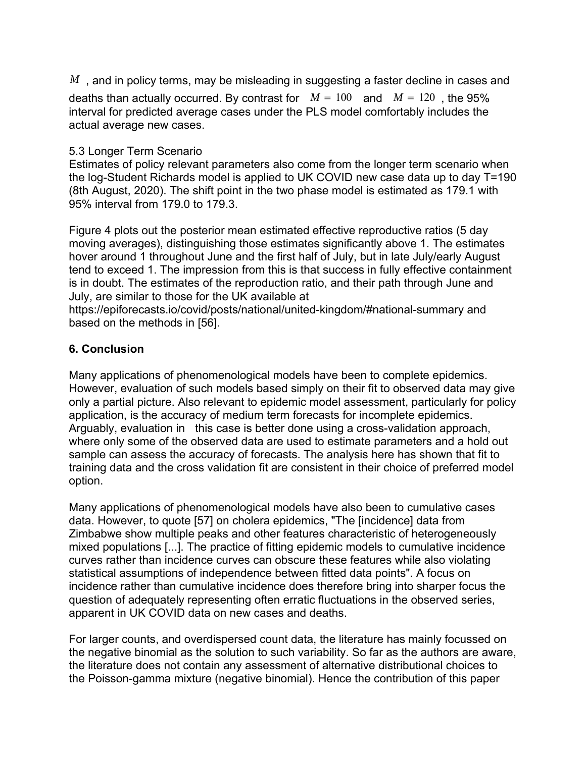$M$ , and in policy terms, may be misleading in suggesting a faster decline in cases and deaths than actually occurred. By contrast for $M = 100$ and $M = 120$ , the 95% interval for predicted average cases under the PLS model comfortably includes the actual average new cases.

### 5.3 Longer Term Scenario

Estimates of policy relevant parameters also come from the longer term scenario when the log-Student Richards model is applied to UK COVID new case data up to day T=190 (8th August, 2020). The shift point in the two phase model is estimated as 179.1 with 95% interval from 179.0 to 179.3.

Figure 4 plots out the posterior mean estimated effective reproductive ratios (5 day moving averages), distinguishing those estimates significantly above 1. The estimates hover around 1 throughout June and the first half of July, but in late July/early August tend to exceed 1. The impression from this is that success in fully effective containment is in doubt. The estimates of the reproduction ratio, and their path through June and July, are similar to those for the UK available at https://epiforecasts.io/covid/posts/national/united-kingdom/#national-summary and based on the methods in [56].

## 6. Conclusion

Many applications of phenomenological models have been to complete epidemics. However, evaluation of such models based simply on their fit to observed data may give only a partial picture. Also relevant to epidemic model assessment, particularly for policy application, is the accuracy of medium term forecasts for incomplete epidemics. Arguably, evaluation in this case is better done using a cross-validation approach, where only some of the observed data are used to estimate parameters and a hold out sample can assess the accuracy of forecasts. The analysis here has shown that fit to training data and the cross validation fit are consistent in their choice of preferred model option.

Many applications of phenomenological models have also been to cumulative cases data. However, to quote [57] on cholera epidemics, "The [incidence] data from Zimbabwe show multiple peaks and other features characteristic of heterogeneously mixed populations [...]. The practice of fitting epidemic models to cumulative incidence curves rather than incidence curves can obscure these features while also violating statistical assumptions of independence between fitted data points". A focus on incidence rather than cumulative incidence does therefore bring into sharper focus the question of adequately representing often erratic fluctuations in the observed series, apparent in UK COVID data on new cases and deaths.

For larger counts, and overdispersed count data, the literature has mainly focussed on the negative binomial as the solution to such variability. So far as the authors are aware, the literature does not contain any assessment of alternative distributional choices to the Poisson-gamma mixture (negative binomial). Hence the contribution of this paper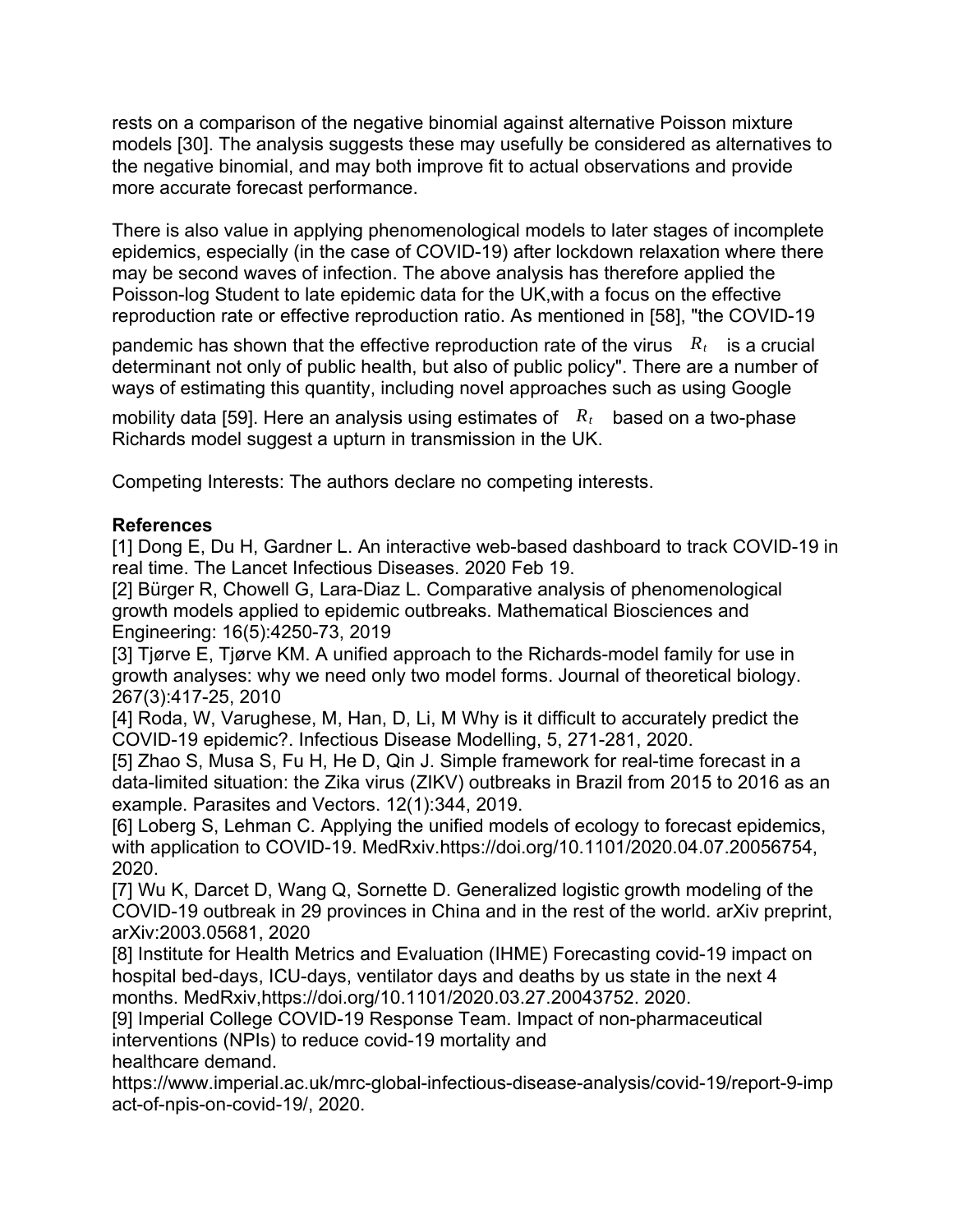rests on a comparison of the negative binomial against alternative Poisson mixture models [30]. The analysis suggests these may usefully be considered as alternatives to the negative binomial, and may both improve fit to actual observations and provide more accurate forecast performance.

There is also value in applying phenomenological models to later stages of incomplete epidemics, especially (in the case of COVID-19) after lockdown relaxation where there may be second waves of infection. The above analysis has therefore applied the Poisson-log Student to late epidemic data for the UK,with a focus on the effective reproduction rate or effective reproduction ratio. As mentioned in [58], "the COVID-19 pandemic has shown that the effective reproduction rate of the virus $R_t$ is a crucial determinant not only of public health, but also of public policy". There are a number of ways of estimating this quantity, including novel approaches such as using Google mobility data [59]. Here an analysis using estimates of $R_t$ based on a two-phase Richards model suggest a upturn in transmission in the UK.

Competing Interests: The authors declare no competing interests.

**References**

[1] Dong E, Du H, Gardner L. An interactive web-based dashboard to track COVID-19 in real time. The Lancet Infectious Diseases. 2020 Feb 19.
[2] Bürger R, Chowell G, Lara-Diaz L. Comparative analysis of phenomenological growth models applied to epidemic outbreaks. Mathematical Biosciences and Engineering: 16(5):4250-73, 2019
[3] Tjørve E, Tjørve KM. A unified approach to the Richards-model family for use in growth analyses: why we need only two model forms. Journal of theoretical biology. 267(3):417-25, 2010
[4] Roda, W, Varughese, M, Han, D, Li, M Why is it difficult to accurately predict the COVID-19 epidemic?. Infectious Disease Modelling, 5, 271-281, 2020.
[5] Zhao S, Musa S, Fu H, He D, Qin J. Simple framework for real-time forecast in a data-limited situation: the Zika virus (ZIKV) outbreaks in Brazil from 2015 to 2016 as an example. Parasites and Vectors. 12(1):344, 2019.
[6] Loberg S, Lehman C. Applying the unified models of ecology to forecast epidemics, with application to COVID-19. MedRxiv.https://doi.org/10.1101/2020.04.07.20056754, 2020.
[7] Wu K, Darcet D, Wang Q, Sornette D. Generalized logistic growth modeling of the COVID-19 outbreak in 29 provinces in China and in the rest of the world. arXiv preprint, arXiv:2003.05681, 2020
[8] Institute for Health Metrics and Evaluation (IHME) Forecasting covid-19 impact on hospital bed-days, ICU-days, ventilator days and deaths by us state in the next 4 months. MedRxiv,https://doi.org/10.1101/2020.03.27.20043752. 2020.
[9] Imperial College COVID-19 Response Team. Impact of non-pharmaceutical interventions (NPIs) to reduce covid-19 mortality and healthcare demand. https://www.imperial.ac.uk/mrc-global-infectious-disease-analysis/covid-19/report-9-impact-of-npis-on-covid-19/, 2020.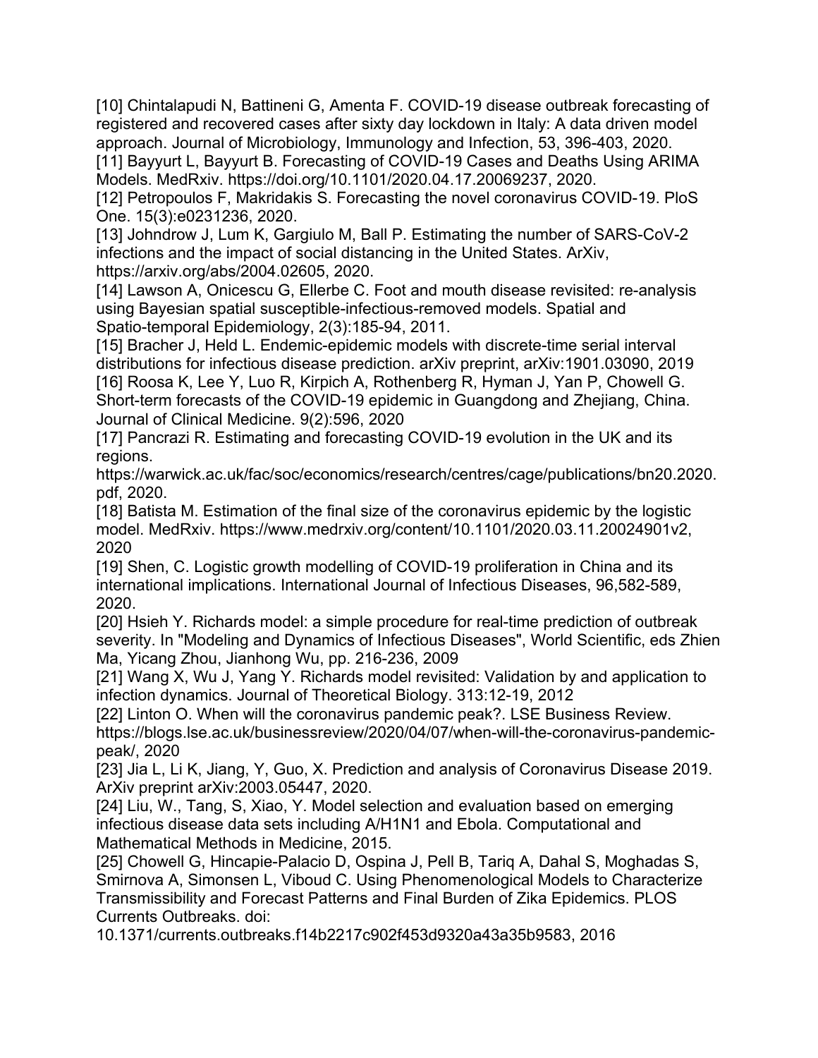[10] Chintalapudi N, Battineni G, Amenta F. COVID-19 disease outbreak forecasting of registered and recovered cases after sixty day lockdown in Italy: A data driven model approach. Journal of Microbiology, Immunology and Infection, 53, 396-403, 2020.

[11] Bayyurt L, Bayyurt B. Forecasting of COVID-19 Cases and Deaths Using ARIMA Models. MedRxiv. https://doi.org/10.1101/2020.04.17.20069237, 2020.

[12] Petropoulos F, Makridakis S. Forecasting the novel coronavirus COVID-19. PloS One. 15(3):e0231236, 2020.

[13] Johndrow J, Lum K, Gargiulo M, Ball P. Estimating the number of SARS-CoV-2 infections and the impact of social distancing in the United States. ArXiv, https://arxiv.org/abs/2004.02605, 2020.

[14] Lawson A, Onicescu G, Ellerbe C. Foot and mouth disease revisited: re-analysis using Bayesian spatial susceptible-infectious-removed models. Spatial and Spatio-temporal Epidemiology, 2(3):185-94, 2011.

[15] Bracher J, Held L. Endemic-epidemic models with discrete-time serial interval distributions for infectious disease prediction. arXiv preprint, arXiv:1901.03090, 2019

[16] Roosa K, Lee Y, Luo R, Kirpich A, Rothenberg R, Hyman J, Yan P, Chowell G. Short-term forecasts of the COVID-19 epidemic in Guangdong and Zhejiang, China. Journal of Clinical Medicine. 9(2):596, 2020

[17] Pancrazi R. Estimating and forecasting COVID-19 evolution in the UK and its regions. https://warwick.ac.uk/fac/soc/economics/research/centres/cage/publications/bn20.2020.pdf, 2020.

[18] Batista M. Estimation of the final size of the coronavirus epidemic by the logistic model. MedRxiv. https://www.medrxiv.org/content/10.1101/2020.03.11.20024901v2, 2020

[19] Shen, C. Logistic growth modelling of COVID-19 proliferation in China and its international implications. International Journal of Infectious Diseases, 96,582-589, 2020.

[20] Hsieh Y. Richards model: a simple procedure for real-time prediction of outbreak severity. In "Modeling and Dynamics of Infectious Diseases", World Scientific, eds Zhien Ma, Yicang Zhou, Jianhong Wu, pp. 216-236, 2009

[21] Wang X, Wu J, Yang Y. Richards model revisited: Validation by and application to infection dynamics. Journal of Theoretical Biology. 313:12-19, 2012

[22] Linton O. When will the coronavirus pandemic peak?. LSE Business Review. https://blogs.lse.ac.uk/businessreview/2020/04/07/when-will-the-coronavirus-pandemic-peak/, 2020

[23] Jia L, Li K, Jiang, Y, Guo, X. Prediction and analysis of Coronavirus Disease 2019. ArXiv preprint arXiv:2003.05447, 2020.

[24] Liu, W., Tang, S, Xiao, Y. Model selection and evaluation based on emerging infectious disease data sets including A/H1N1 and Ebola. Computational and Mathematical Methods in Medicine, 2015.

[25] Chowell G, Hincapie-Palacio D, Ospina J, Pell B, Tariq A, Dahal S, Moghadas S, Smirnova A, Simonsen L, Viboud C. Using Phenomenological Models to Characterize Transmissibility and Forecast Patterns and Final Burden of Zika Epidemics. PLOS Currents Outbreaks. doi: 10.1371/currents.outbreaks.f14b2217c902f453d9320a43a35b9583, 2016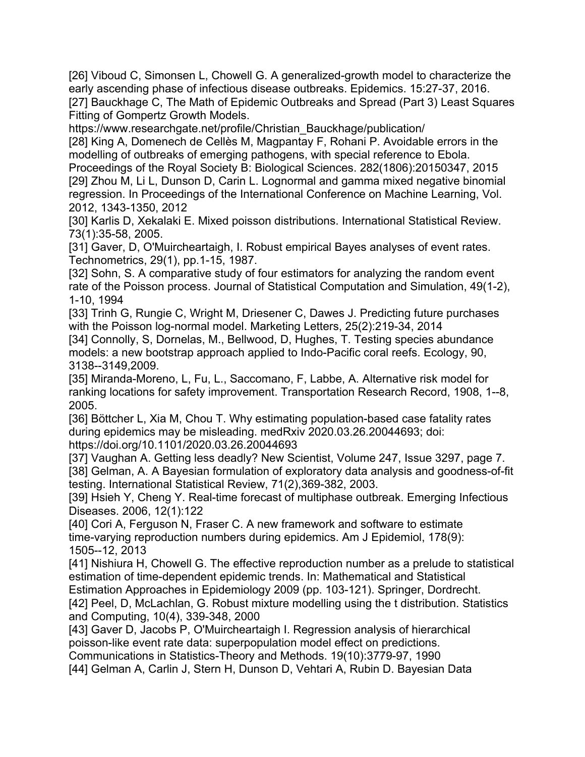[26] Viboud C, Simonsen L, Chowell G. A generalized-growth model to characterize the early ascending phase of infectious disease outbreaks. Epidemics. 15:27-37, 2016.
[27] Bauckhage C, The Math of Epidemic Outbreaks and Spread (Part 3) Least Squares Fitting of Gompertz Growth Models.
https://www.researchgate.net/profile/Christian_Bauckhage/publication/
[28] King A, Domenech de Cellès M, Magpantay F, Rohani P. Avoidable errors in the modelling of outbreaks of emerging pathogens, with special reference to Ebola. Proceedings of the Royal Society B: Biological Sciences. 282(1806):20150347, 2015
[29] Zhou M, Li L, Dunson D, Carin L. Lognormal and gamma mixed negative binomial regression. In Proceedings of the International Conference on Machine Learning, Vol. 2012, 1343-1350, 2012
[30] Karlis D, Xekalaki E. Mixed poisson distributions. International Statistical Review. 73(1):35-58, 2005.
[31] Gaver, D, O'Muircheartaigh, I. Robust empirical Bayes analyses of event rates. Technometrics, 29(1), pp.1-15, 1987.
[32] Sohn, S. A comparative study of four estimators for analyzing the random event rate of the Poisson process. Journal of Statistical Computation and Simulation, 49(1-2), 1-10, 1994
[33] Trinh G, Rungie C, Wright M, Driesener C, Dawes J. Predicting future purchases with the Poisson log-normal model. Marketing Letters, 25(2):219-34, 2014
[34] Connolly, S, Dornelas, M., Bellwood, D, Hughes, T. Testing species abundance models: a new bootstrap approach applied to Indo-Pacific coral reefs. Ecology, 90, 3138--3149,2009.
[35] Miranda-Moreno, L, Fu, L., Saccomano, F, Labbe, A. Alternative risk model for ranking locations for safety improvement. Transportation Research Record, 1908, 1--8, 2005.
[36] Böttcher L, Xia M, Chou T. Why estimating population-based case fatality rates during epidemics may be misleading. medRxiv 2020.03.26.20044693; doi: https://doi.org/10.1101/2020.03.26.20044693
[37] Vaughan A. Getting less deadly? New Scientist, Volume 247, Issue 3297, page 7.
[38] Gelman, A. A Bayesian formulation of exploratory data analysis and goodness-of-fit testing. International Statistical Review, 71(2),369-382, 2003.
[39] Hsieh Y, Cheng Y. Real-time forecast of multiphase outbreak. Emerging Infectious Diseases. 2006, 12(1):122
[40] Cori A, Ferguson N, Fraser C. A new framework and software to estimate time-varying reproduction numbers during epidemics. Am J Epidemiol, 178(9): 1505--12, 2013
[41] Nishiura H, Chowell G. The effective reproduction number as a prelude to statistical estimation of time-dependent epidemic trends. In: Mathematical and Statistical Estimation Approaches in Epidemiology 2009 (pp. 103-121). Springer, Dordrecht.
[42] Peel, D, McLachlan, G. Robust mixture modelling using the t distribution. Statistics and Computing, 10(4), 339-348, 2000
[43] Gaver D, Jacobs P, O'Muircheartaigh I. Regression analysis of hierarchical poisson-like event rate data: superpopulation model effect on predictions. Communications in Statistics-Theory and Methods. 19(10):3779-97, 1990
[44] Gelman A, Carlin J, Stern H, Dunson D, Vehtari A, Rubin D. Bayesian Data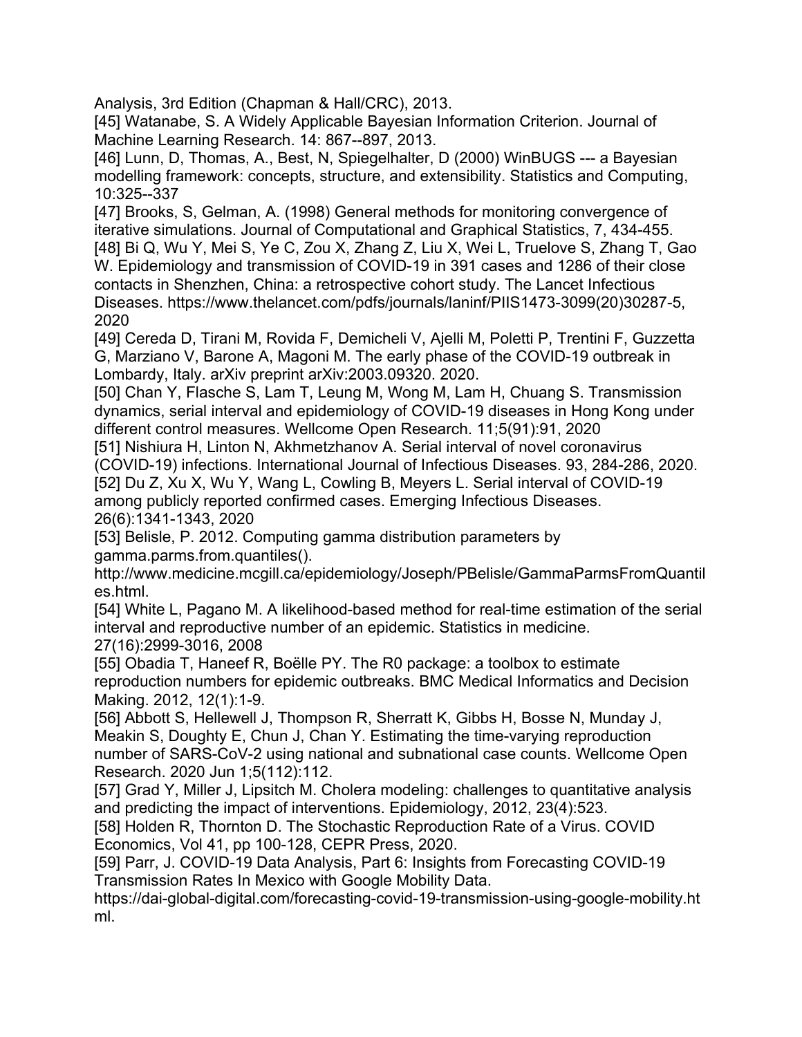Analysis, 3rd Edition (Chapman & Hall/CRC), 2013.

[45] Watanabe, S. A Widely Applicable Bayesian Information Criterion. Journal of Machine Learning Research. 14: 867--897, 2013.

[46] Lunn, D, Thomas, A., Best, N, Spiegelhalter, D (2000) WinBUGS --- a Bayesian modelling framework: concepts, structure, and extensibility. Statistics and Computing, 10:325--337

[47] Brooks, S, Gelman, A. (1998) General methods for monitoring convergence of iterative simulations. Journal of Computational and Graphical Statistics, 7, 434-455.

[48] Bi Q, Wu Y, Mei S, Ye C, Zou X, Zhang Z, Liu X, Wei L, Truelove S, Zhang T, Gao W. Epidemiology and transmission of COVID-19 in 391 cases and 1286 of their close contacts in Shenzhen, China: a retrospective cohort study. The Lancet Infectious Diseases. https://www.thelancet.com/pdfs/journals/laninf/PIIS1473-3099(20)30287-5, 2020

[49] Cereda D, Tirani M, Rovida F, Demicheli V, Ajelli M, Poletti P, Trentini F, Guzzetta G, Marziano V, Barone A, Magoni M. The early phase of the COVID-19 outbreak in Lombardy, Italy. arXiv preprint arXiv:2003.09320. 2020.

[50] Chan Y, Flasche S, Lam T, Leung M, Wong M, Lam H, Chuang S. Transmission dynamics, serial interval and epidemiology of COVID-19 diseases in Hong Kong under different control measures. Wellcome Open Research. 11;5(91):91, 2020

[51] Nishiura H, Linton N, Akhmetzhanov A. Serial interval of novel coronavirus (COVID-19) infections. International Journal of Infectious Diseases. 93, 284-286, 2020.

[52] Du Z, Xu X, Wu Y, Wang L, Cowling B, Meyers L. Serial interval of COVID-19 among publicly reported confirmed cases. Emerging Infectious Diseases. 26(6):1341-1343, 2020

[53] Belisle, P. 2012. Computing gamma distribution parameters by gamma.parms.from.quantiles(). http://www.medicine.mcgill.ca/epidemiology/Joseph/PBelisle/GammaParmsFromQuantiles.html.

[54] White L, Pagano M. A likelihood-based method for real-time estimation of the serial interval and reproductive number of an epidemic. Statistics in medicine. 27(16):2999-3016, 2008

[55] Obadia T, Haneef R, Boëlle PY. The R0 package: a toolbox to estimate reproduction numbers for epidemic outbreaks. BMC Medical Informatics and Decision Making. 2012, 12(1):1-9.

[56] Abbott S, Hellewell J, Thompson R, Sherratt K, Gibbs H, Bosse N, Munday J, Meakin S, Doughty E, Chun J, Chan Y. Estimating the time-varying reproduction number of SARS-CoV-2 using national and subnational case counts. Wellcome Open Research. 2020 Jun 1;5(112):112.

[57] Grad Y, Miller J, Lipsitch M. Cholera modeling: challenges to quantitative analysis and predicting the impact of interventions. Epidemiology, 2012, 23(4):523.

[58] Holden R, Thornton D. The Stochastic Reproduction Rate of a Virus. COVID Economics, Vol 41, pp 100-128, CEPR Press, 2020.

[59] Parr, J. COVID-19 Data Analysis, Part 6: Insights from Forecasting COVID-19 Transmission Rates In Mexico with Google Mobility Data. https://dai-global-digital.com/forecasting-covid-19-transmission-using-google-mobility.html.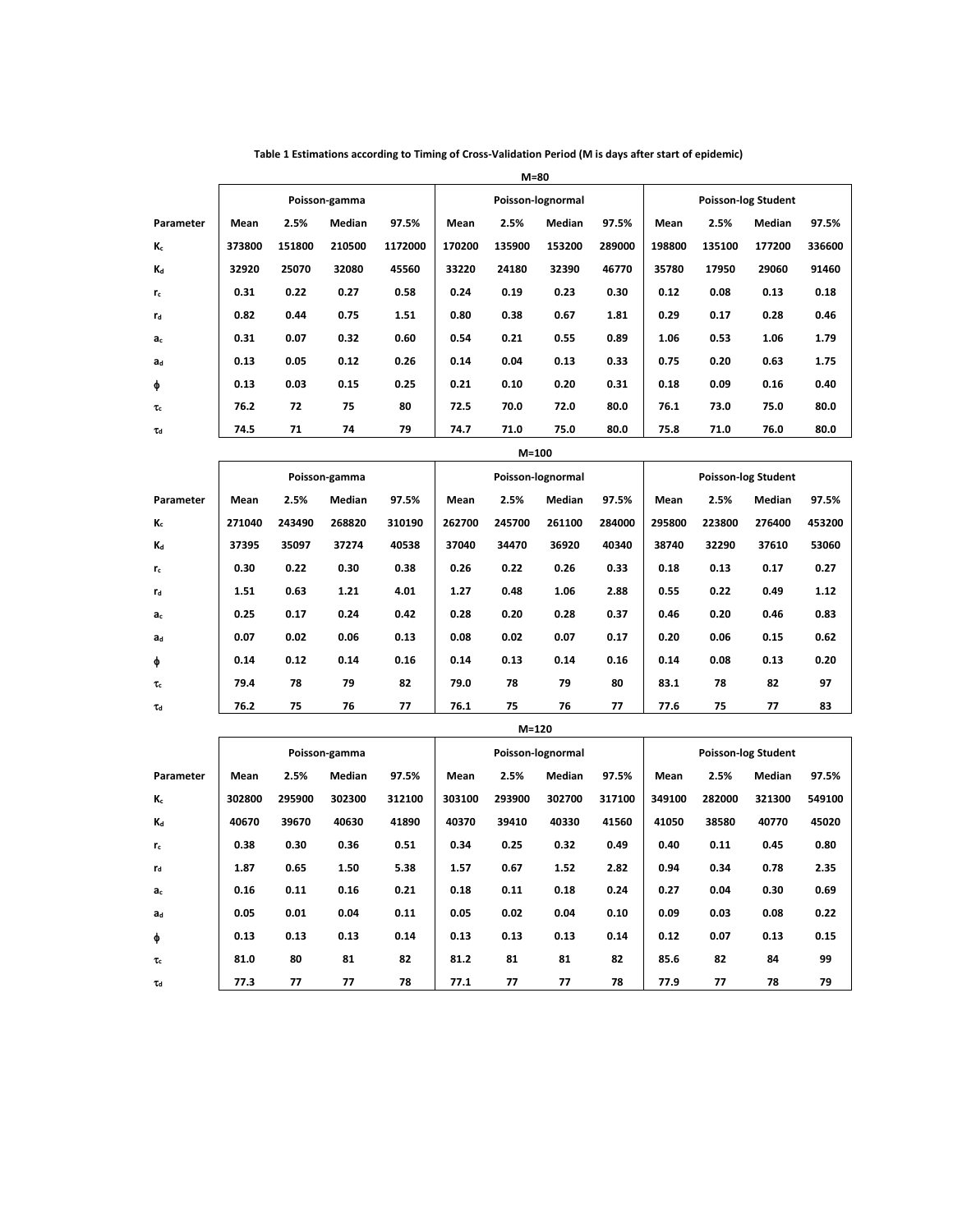**Table 1 Estimations according to Timing of Cross-Validation Period (M is days after start of epidemic)**

**M=80**

| | Poisson-gamma | | | | Poisson-lognormal | | | | Poisson-log Student | | | |
|---|---|---|---|---|---|---|---|---|---|---|---|---|
| **Parameter** | **Mean** | **2.5%** | **Median** | **97.5%** | **Mean** | **2.5%** | **Median** | **97.5%** | **Mean** | **2.5%** | **Median** | **97.5%** |
| $K_c$ | 373800 | 151800 | 210500 | 1172000 | 170200 | 135900 | 153200 | 289000 | 198800 | 135100 | 177200 | 336600 |
| $K_d$ | 32920 | 25070 | 32080 | 45560 | 33220 | 24180 | 32390 | 46770 | 35780 | 17950 | 29060 | 91460 |
| $r_c$ | 0.31 | 0.22 | 0.27 | 0.58 | 0.24 | 0.19 | 0.23 | 0.30 | 0.12 | 0.08 | 0.13 | 0.18 |
| $r_d$ | 0.82 | 0.44 | 0.75 | 1.51 | 0.80 | 0.38 | 0.67 | 1.81 | 0.29 | 0.17 | 0.28 | 0.46 |
| $a_c$ | 0.31 | 0.07 | 0.32 | 0.60 | 0.54 | 0.21 | 0.55 | 0.89 | 1.06 | 0.53 | 1.06 | 1.79 |
| $a_d$ | 0.13 | 0.05 | 0.12 | 0.26 | 0.14 | 0.04 | 0.13 | 0.33 | 0.75 | 0.20 | 0.63 | 1.75 |
| $\phi$ | 0.13 | 0.03 | 0.15 | 0.25 | 0.21 | 0.10 | 0.20 | 0.31 | 0.18 | 0.09 | 0.16 | 0.40 |
| $\tau_c$ | 76.2 | 72 | 75 | 80 | 72.5 | 70.0 | 72.0 | 80.0 | 76.1 | 73.0 | 75.0 | 80.0 |
| $\tau_d$ | 74.5 | 71 | 74 | 79 | 74.7 | 71.0 | 75.0 | 80.0 | 75.8 | 71.0 | 76.0 | 80.0 |

**M=100**

| | Poisson-gamma | | | | Poisson-lognormal | | | | Poisson-log Student | | | |
|---|---|---|---|---|---|---|---|---|---|---|---|---|
| **Parameter** | **Mean** | **2.5%** | **Median** | **97.5%** | **Mean** | **2.5%** | **Median** | **97.5%** | **Mean** | **2.5%** | **Median** | **97.5%** |
| $K_c$ | 271040 | 243490 | 268820 | 310190 | 262700 | 245700 | 261100 | 284000 | 295800 | 223800 | 276400 | 453200 |
| $K_d$ | 37395 | 35097 | 37274 | 40538 | 37040 | 34470 | 36920 | 40340 | 38740 | 32290 | 37610 | 53060 |
| $r_c$ | 0.30 | 0.22 | 0.30 | 0.38 | 0.26 | 0.22 | 0.26 | 0.33 | 0.18 | 0.13 | 0.17 | 0.27 |
| $r_d$ | 1.51 | 0.63 | 1.21 | 4.01 | 1.27 | 0.48 | 1.06 | 2.88 | 0.55 | 0.22 | 0.49 | 1.12 |
| $a_c$ | 0.25 | 0.17 | 0.24 | 0.42 | 0.28 | 0.20 | 0.28 | 0.37 | 0.46 | 0.20 | 0.46 | 0.83 |
| $a_d$ | 0.07 | 0.02 | 0.06 | 0.13 | 0.08 | 0.02 | 0.07 | 0.17 | 0.20 | 0.06 | 0.15 | 0.62 |
| $\phi$ | 0.14 | 0.12 | 0.14 | 0.16 | 0.14 | 0.13 | 0.14 | 0.16 | 0.14 | 0.08 | 0.13 | 0.20 |
| $\tau_c$ | 79.4 | 78 | 79 | 82 | 79.0 | 78 | 79 | 80 | 83.1 | 78 | 82 | 97 |
| $\tau_d$ | 76.2 | 75 | 76 | 77 | 76.1 | 75 | 76 | 77 | 77.6 | 75 | 77 | 83 |

**M=120**

| | Poisson-gamma | | | | Poisson-lognormal | | | | Poisson-log Student | | | |
|---|---|---|---|---|---|---|---|---|---|---|---|---|
| **Parameter** | **Mean** | **2.5%** | **Median** | **97.5%** | **Mean** | **2.5%** | **Median** | **97.5%** | **Mean** | **2.5%** | **Median** | **97.5%** |
| $K_c$ | 302800 | 295900 | 302300 | 312100 | 303100 | 293900 | 302700 | 317100 | 349100 | 282000 | 321300 | 549100 |
| $K_d$ | 40670 | 39670 | 40630 | 41890 | 40370 | 39410 | 40330 | 41560 | 41050 | 38580 | 40770 | 45020 |
| $r_c$ | 0.38 | 0.30 | 0.36 | 0.51 | 0.34 | 0.25 | 0.32 | 0.49 | 0.40 | 0.11 | 0.45 | 0.80 |
| $r_d$ | 1.87 | 0.65 | 1.50 | 5.38 | 1.57 | 0.67 | 1.52 | 2.82 | 0.94 | 0.34 | 0.78 | 2.35 |
| $a_c$ | 0.16 | 0.11 | 0.16 | 0.21 | 0.18 | 0.11 | 0.18 | 0.24 | 0.27 | 0.04 | 0.30 | 0.69 |
| $a_d$ | 0.05 | 0.01 | 0.04 | 0.11 | 0.05 | 0.02 | 0.04 | 0.10 | 0.09 | 0.03 | 0.08 | 0.22 |
| $\phi$ | 0.13 | 0.13 | 0.13 | 0.14 | 0.13 | 0.13 | 0.13 | 0.14 | 0.12 | 0.07 | 0.13 | 0.15 |
| $\tau_c$ | 81.0 | 80 | 81 | 82 | 81.2 | 81 | 81 | 82 | 85.6 | 82 | 84 | 99 |
| $\tau_d$ | 77.3 | 77 | 77 | 78 | 77.1 | 77 | 77 | 78 | 77.9 | 77 | 78 | 79 |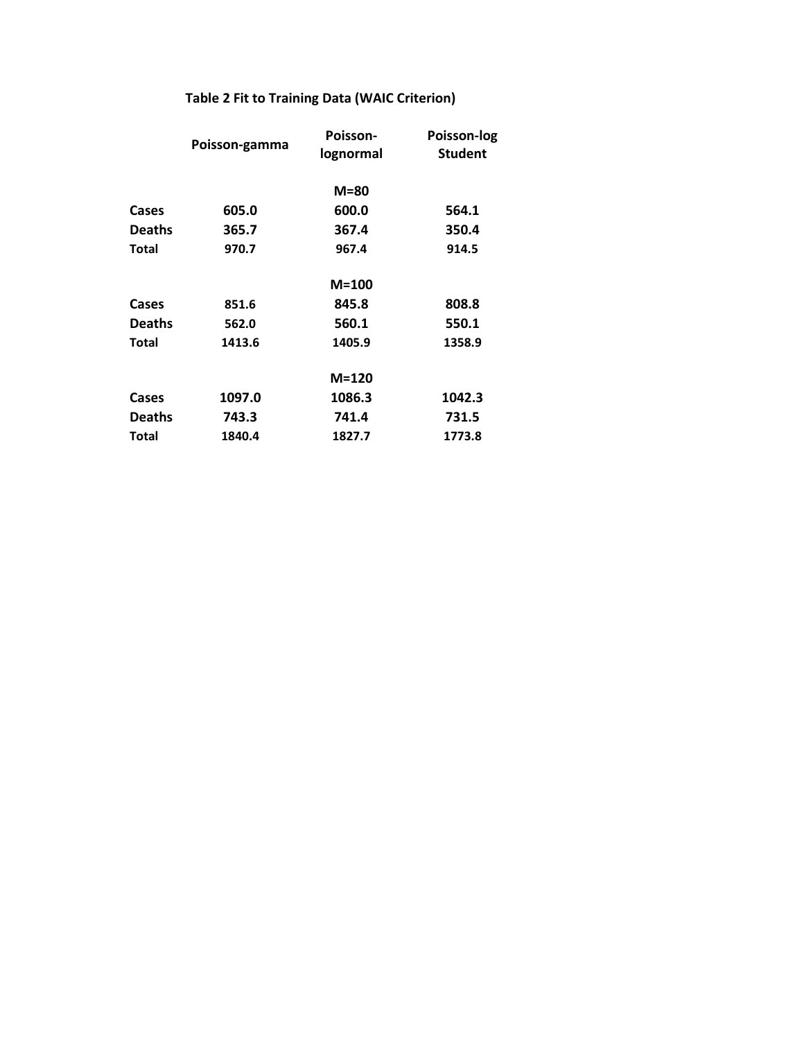**Table 2 Fit to Training Data (WAIC Criterion)**

| | Poisson-gamma | Poisson-lognormal | Poisson-log Student |
|---|---|---|---|
| | | M=80 | |
| Cases | 605.0 | 600.0 | 564.1 |
| Deaths | 365.7 | 367.4 | 350.4 |
| Total | 970.7 | 967.4 | 914.5 |
| | | M=100 | |
| Cases | 851.6 | 845.8 | 808.8 |
| Deaths | 562.0 | 560.1 | 550.1 |
| Total | 1413.6 | 1405.9 | 1358.9 |
| | | M=120 | |
| Cases | 1097.0 | 1086.3 | 1042.3 |
| Deaths | 743.3 | 741.4 | 731.5 |
| Total | 1840.4 | 1827.7 | 1773.8 |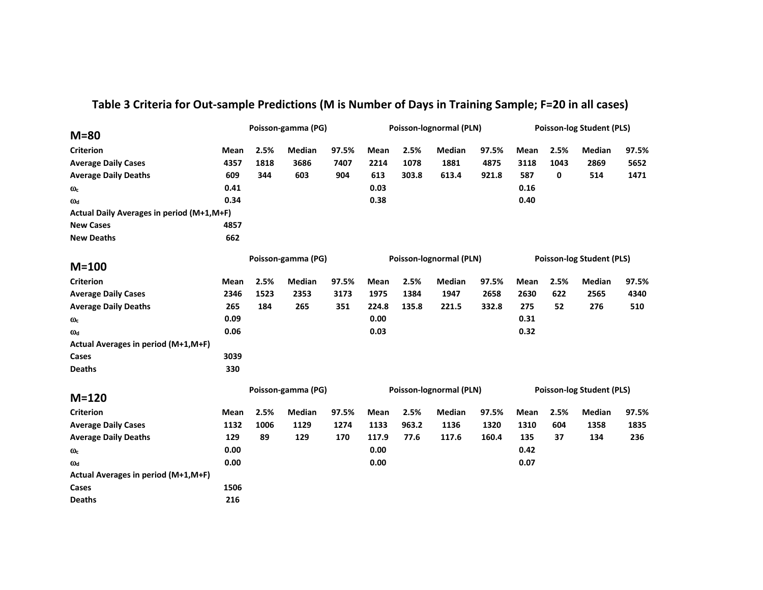## Table 3 Criteria for Out-sample Predictions (M is Number of Days in Training Sample; F=20 in all cases)

| M=80 | Poisson-gamma (PG) | | | | Poisson-lognormal (PLN) | | | | Poisson-log Student (PLS) | | | |
|---|---|---|---|---|---|---|---|---|---|---|---|---|
| **Criterion** | **Mean** | **2.5%** | **Median** | **97.5%** | **Mean** | **2.5%** | **Median** | **97.5%** | **Mean** | **2.5%** | **Median** | **97.5%** |
| **Average Daily Cases** | 4357 | 1818 | 3686 | 7407 | 2214 | 1078 | 1881 | 4875 | 3118 | 1043 | 2869 | 5652 |
| **Average Daily Deaths** | 609 | 344 | 603 | 904 | 613 | 303.8 | 613.4 | 921.8 | 587 | 0 | 514 | 1471 |
| $\omega_c$ | 0.41 | | | | 0.03 | | | | 0.16 | | | |
| $\omega_d$ | 0.34 | | | | 0.38 | | | | 0.40 | | | |
| **Actual Daily Averages in period (M+1,M+F)** | | | | | | | | | | | | |
| **New Cases** | 4857 | | | | | | | | | | | |
| **New Deaths** | 662 | | | | | | | | | | | |

| M=100 | Poisson-gamma (PG) | | | | Poisson-lognormal (PLN) | | | | Poisson-log Student (PLS) | | | |
|---|---|---|---|---|---|---|---|---|---|---|---|---|
| **Criterion** | **Mean** | **2.5%** | **Median** | **97.5%** | **Mean** | **2.5%** | **Median** | **97.5%** | **Mean** | **2.5%** | **Median** | **97.5%** |
| **Average Daily Cases** | 2346 | 1523 | 2353 | 3173 | 1975 | 1384 | 1947 | 2658 | 2630 | 622 | 2565 | 4340 |
| **Average Daily Deaths** | 265 | 184 | 265 | 351 | 224.8 | 135.8 | 221.5 | 332.8 | 275 | 52 | 276 | 510 |
| $\omega_c$ | 0.09 | | | | 0.00 | | | | 0.31 | | | |
| $\omega_d$ | 0.06 | | | | 0.03 | | | | 0.32 | | | |
| **Actual Averages in period (M+1,M+F)** | | | | | | | | | | | | |
| **Cases** | 3039 | | | | | | | | | | | |
| **Deaths** | 330 | | | | | | | | | | | |

| M=120 | Poisson-gamma (PG) | | | | Poisson-lognormal (PLN) | | | | Poisson-log Student (PLS) | | | |
|---|---|---|---|---|---|---|---|---|---|---|---|---|
| **Criterion** | **Mean** | **2.5%** | **Median** | **97.5%** | **Mean** | **2.5%** | **Median** | **97.5%** | **Mean** | **2.5%** | **Median** | **97.5%** |
| **Average Daily Cases** | 1132 | 1006 | 1129 | 1274 | 1133 | 963.2 | 1136 | 1320 | 1310 | 604 | 1358 | 1835 |
| **Average Daily Deaths** | 129 | 89 | 129 | 170 | 117.9 | 77.6 | 117.6 | 160.4 | 135 | 37 | 134 | 236 |
| $\omega_c$ | 0.00 | | | | 0.00 | | | | 0.42 | | | |
| $\omega_d$ | 0.00 | | | | 0.00 | | | | 0.07 | | | |
| **Actual Averages in period (M+1,M+F)** | | | | | | | | | | | | |
| **Cases** | 1506 | | | | | | | | | | | |
| **Deaths** | 216 | | | | | | | | | | | |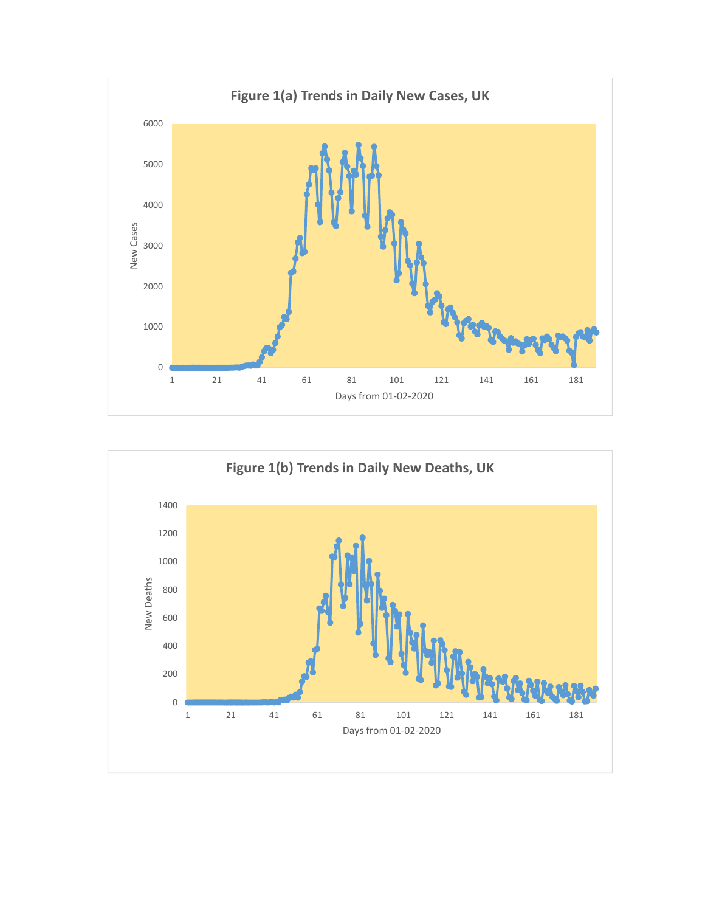**Figure 1(a) Trends in Daily New Cases, UK**

New Cases

Days from 01-02-2020

**Figure 1(b) Trends in Daily New Deaths, UK**

New Deaths

Days from 01-02-2020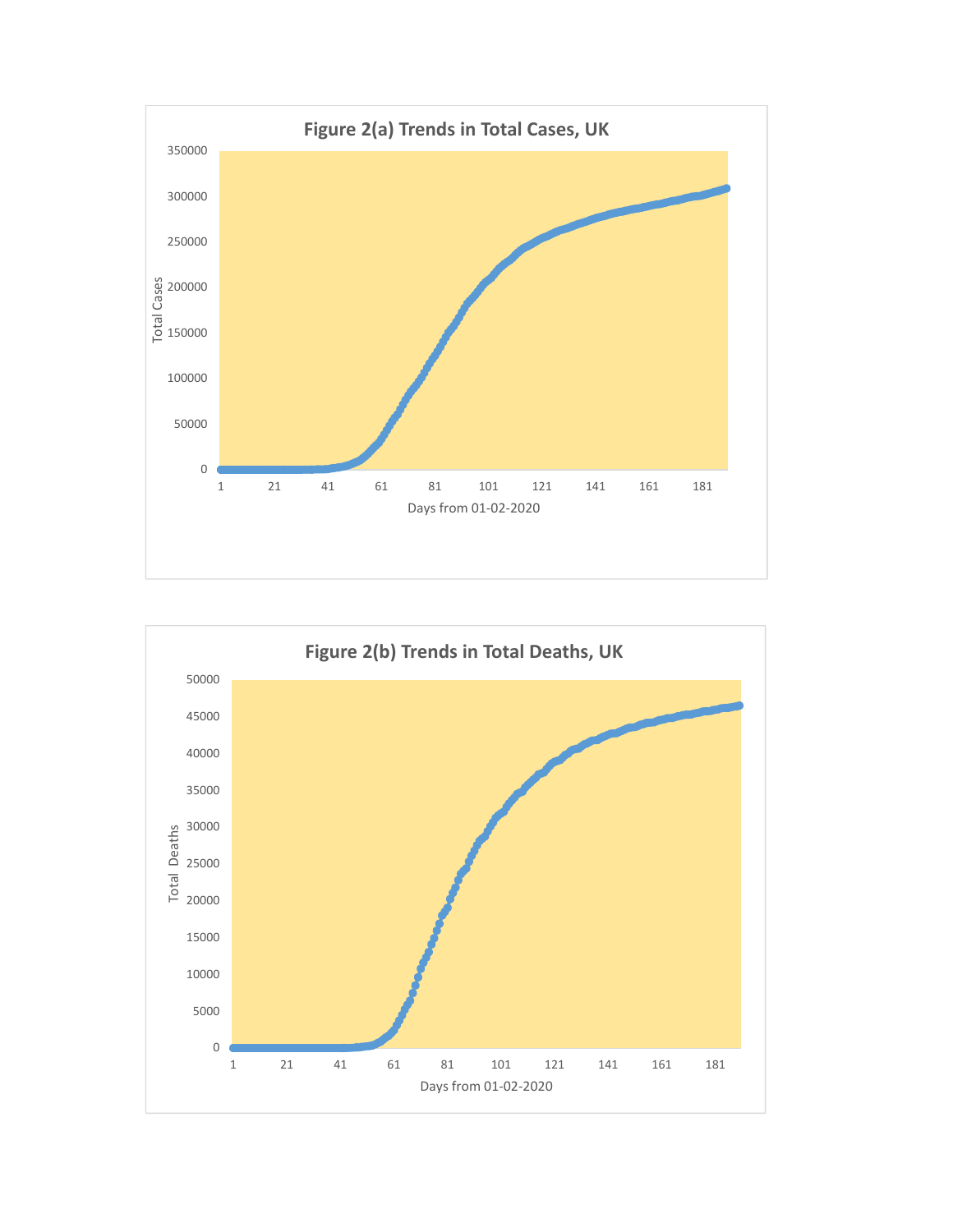**Figure 2(a) Trends in Total Cases, UK**

**Figure 2(b) Trends in Total Deaths, UK**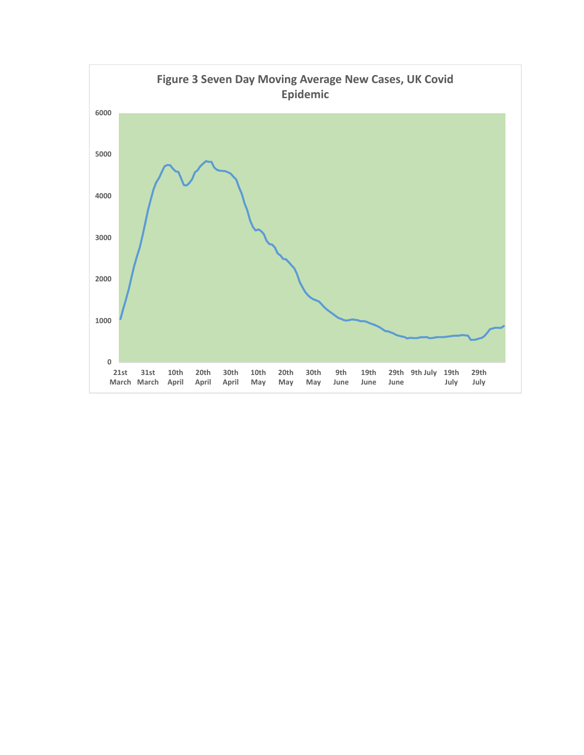**Figure 3 Seven Day Moving Average New Cases, UK Covid Epidemic**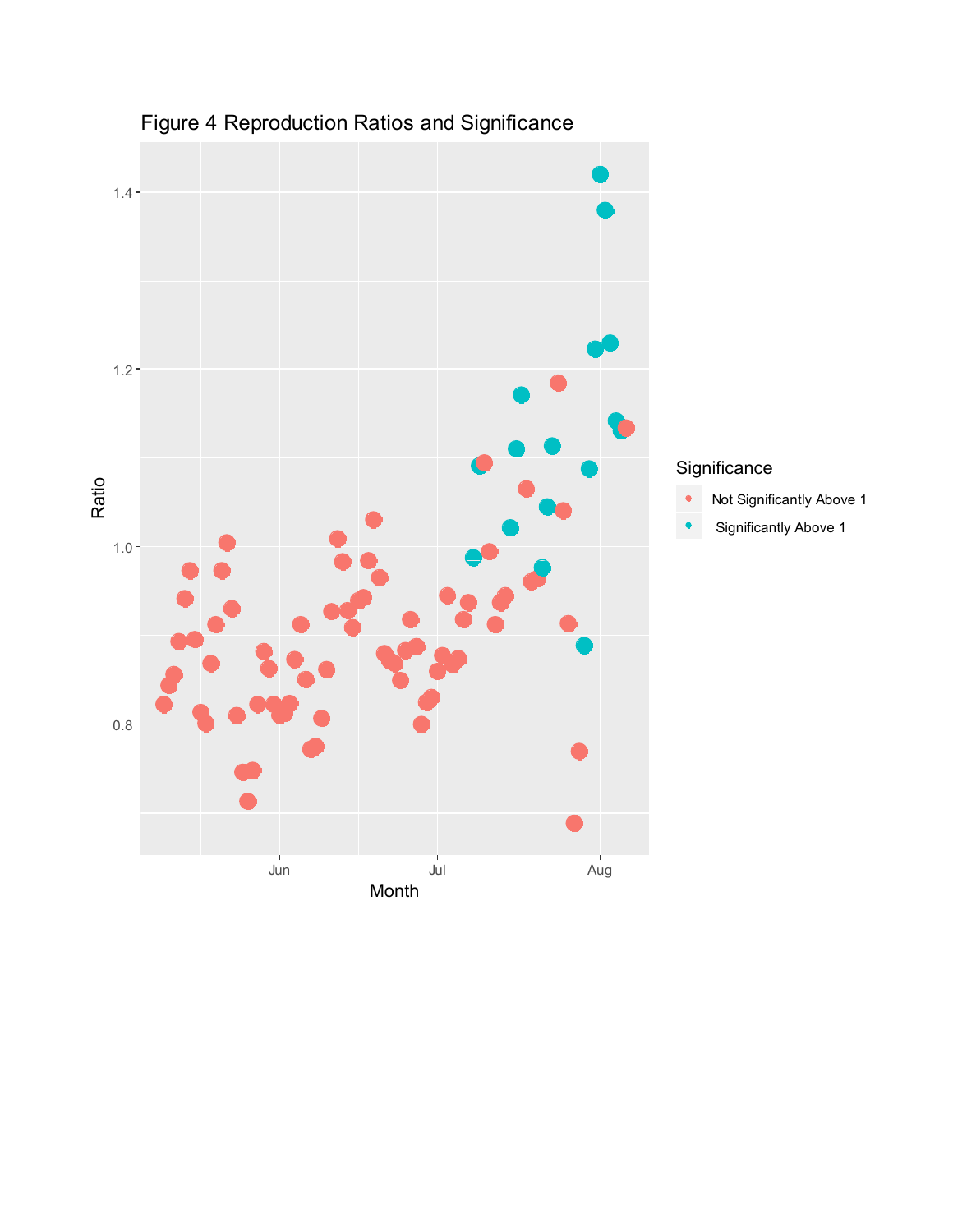Figure 4 Reproduction Ratios and Significance

Ratio

1.4

1.2

1.0

0.8

Jun

Jul

Aug

Month

Significance

Not Significantly Above 1

Significantly Above 1